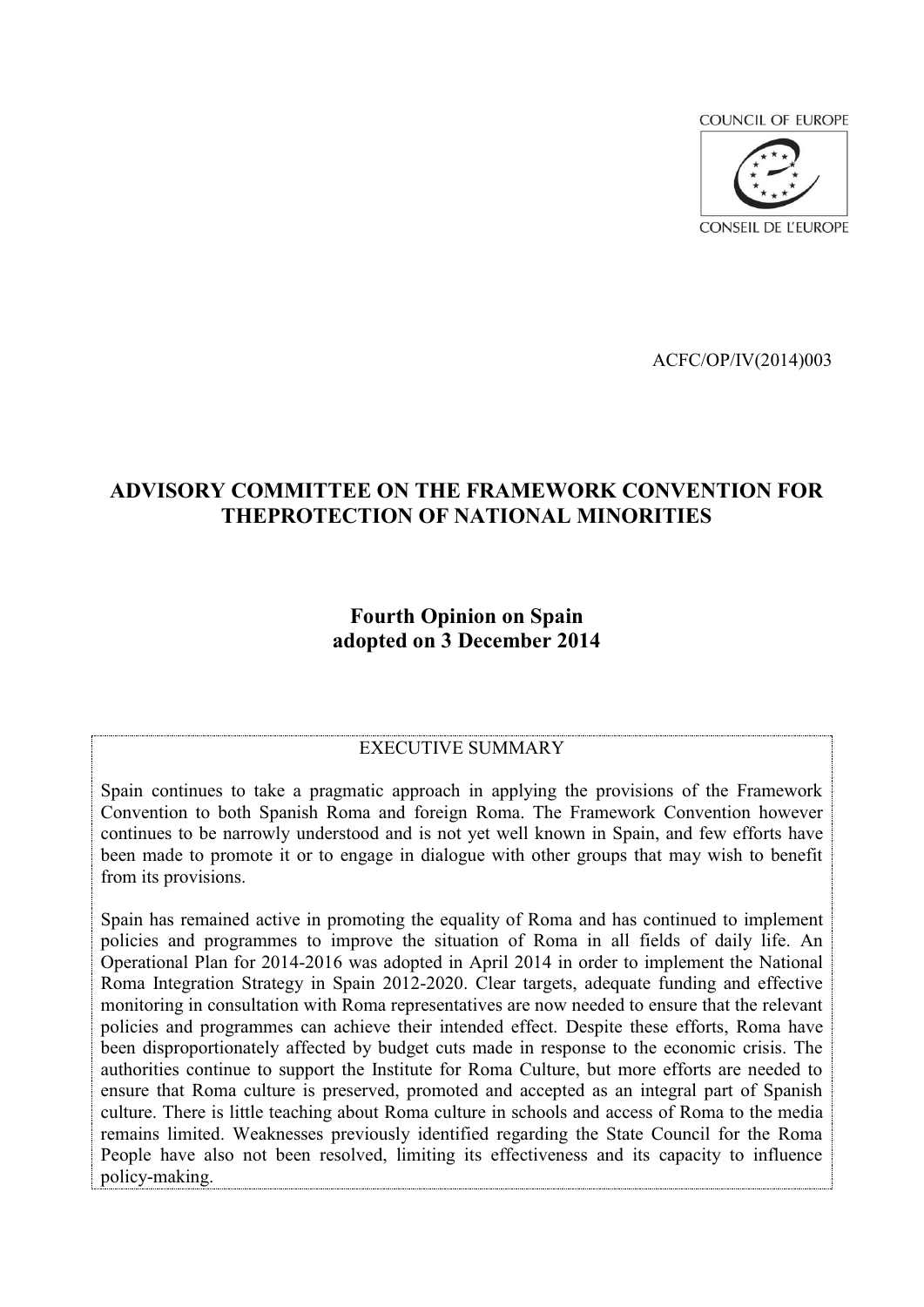COUNCIL OF EUROPE

CONSEIL DE L'EUROPE

ACFC/OP/IV(2014)003

# ADVISORY COMMITTEE ON THE FRAMEWORK CONVENTION FOR THEPROTECTION OF NATIONAL MINORITIES

## Fourth Opinion on Spain adopted on 3 December 2014

### EXECUTIVE SUMMARY

Spain continues to take a pragmatic approach in applying the provisions of the Framework Convention to both Spanish Roma and foreign Roma. The Framework Convention however continues to be narrowly understood and is not yet well known in Spain, and few efforts have been made to promote it or to engage in dialogue with other groups that may wish to benefit from its provisions.

Spain has remained active in promoting the equality of Roma and has continued to implement policies and programmes to improve the situation of Roma in all fields of daily life. An Operational Plan for 2014-2016 was adopted in April 2014 in order to implement the National Roma Integration Strategy in Spain 2012-2020. Clear targets, adequate funding and effective monitoring in consultation with Roma representatives are now needed to ensure that the relevant policies and programmes can achieve their intended effect. Despite these efforts, Roma have been disproportionately affected by budget cuts made in response to the economic crisis. The authorities continue to support the Institute for Roma Culture, but more efforts are needed to ensure that Roma culture is preserved, promoted and accepted as an integral part of Spanish culture. There is little teaching about Roma culture in schools and access of Roma to the media remains limited. Weaknesses previously identified regarding the State Council for the Roma People have also not been resolved, limiting its effectiveness and its capacity to influence policy-making.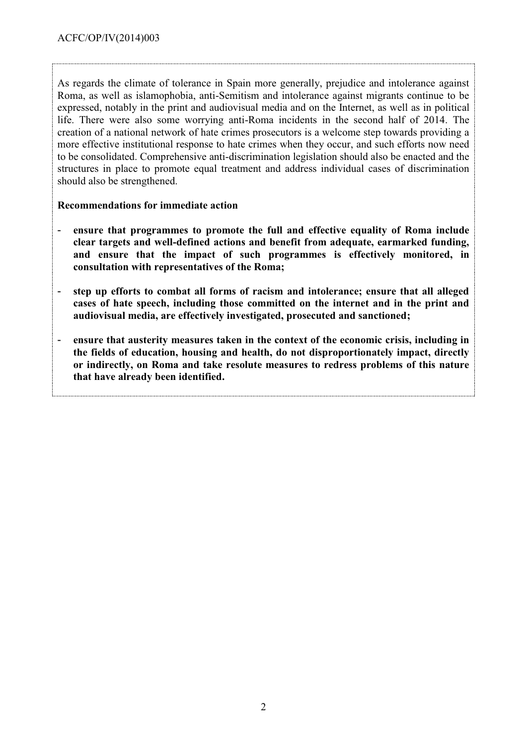As regards the climate of tolerance in Spain more generally, prejudice and intolerance against Roma, as well as islamophobia, anti-Semitism and intolerance against migrants continue to be expressed, notably in the print and audiovisual media and on the Internet, as well as in political life. There were also some worrying anti-Roma incidents in the second half of 2014. The creation of a national network of hate crimes prosecutors is a welcome step towards providing a more effective institutional response to hate crimes when they occur, and such efforts now need to be consolidated. Comprehensive anti-discrimination legislation should also be enacted and the structures in place to promote equal treatment and address individual cases of discrimination should also be strengthened.

**Recommendations for immediate action**

- **ensure that programmes to promote the full and effective equality of Roma include clear targets and well-defined actions and benefit from adequate, earmarked funding, and ensure that the impact of such programmes is effectively monitored, in consultation with representatives of the Roma;**
- **step up efforts to combat all forms of racism and intolerance; ensure that all alleged cases of hate speech, including those committed on the internet and in the print and audiovisual media, are effectively investigated, prosecuted and sanctioned;**
- **ensure that austerity measures taken in the context of the economic crisis, including in the fields of education, housing and health, do not disproportionately impact, directly or indirectly, on Roma and take resolute measures to redress problems of this nature that have already been identified.**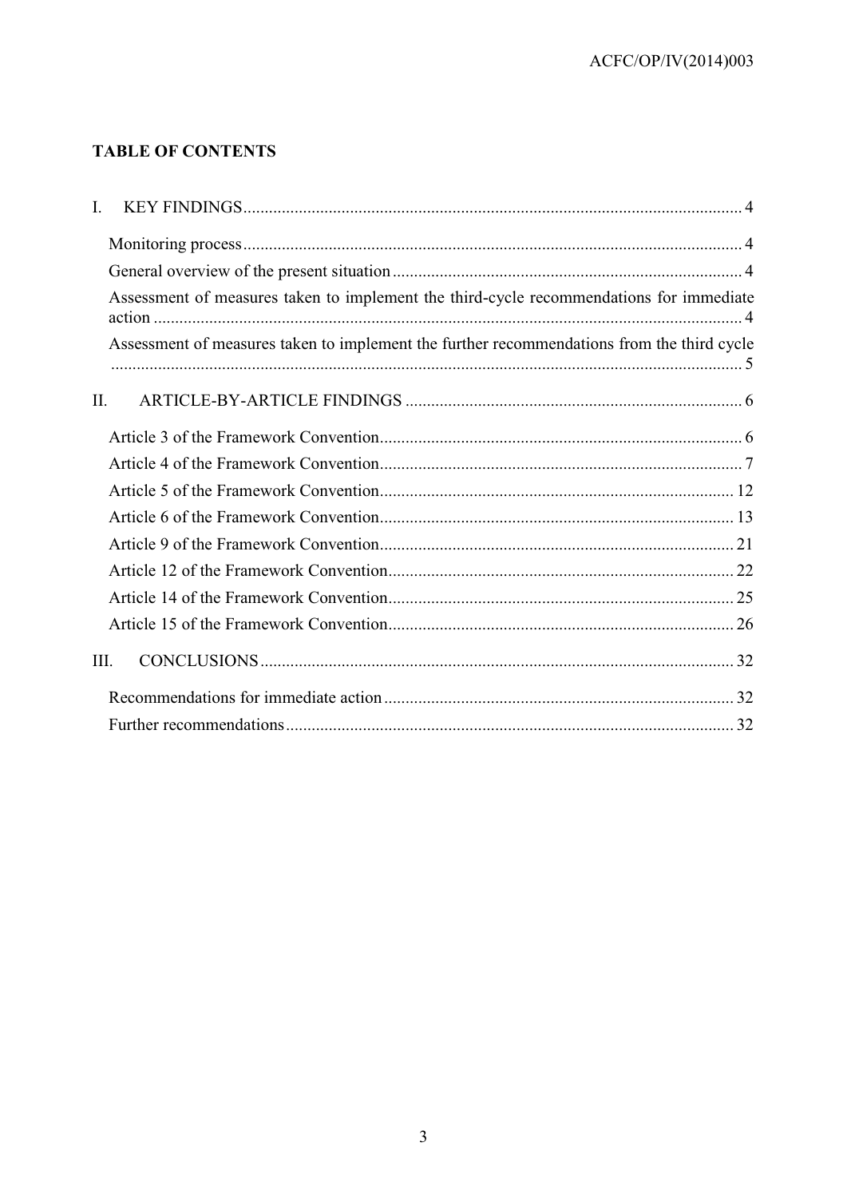**TABLE OF CONTENTS**

I. KEY FINDINGS .................................................................................................................. 4

Monitoring process ................................................................................................................. 4

General overview of the present situation .............................................................................. 4

Assessment of measures taken to implement the third-cycle recommendations for immediate action ...................................................................................................................................... 4

Assessment of measures taken to implement the further recommendations from the third cycle ................................................................................................................................................ 5

II. ARTICLE-BY-ARTICLE FINDINGS ............................................................................. 6

Article 3 of the Framework Convention ................................................................................... 6

Article 4 of the Framework Convention ................................................................................... 7

Article 5 of the Framework Convention ................................................................................. 12

Article 6 of the Framework Convention ................................................................................. 13

Article 9 of the Framework Convention ................................................................................. 21

Article 12 of the Framework Convention ............................................................................... 22

Article 14 of the Framework Convention ............................................................................... 25

Article 15 of the Framework Convention ............................................................................... 26

III. CONCLUSIONS ............................................................................................................ 32

Recommendations for immediate action ................................................................................ 32

Further recommendations ....................................................................................................... 32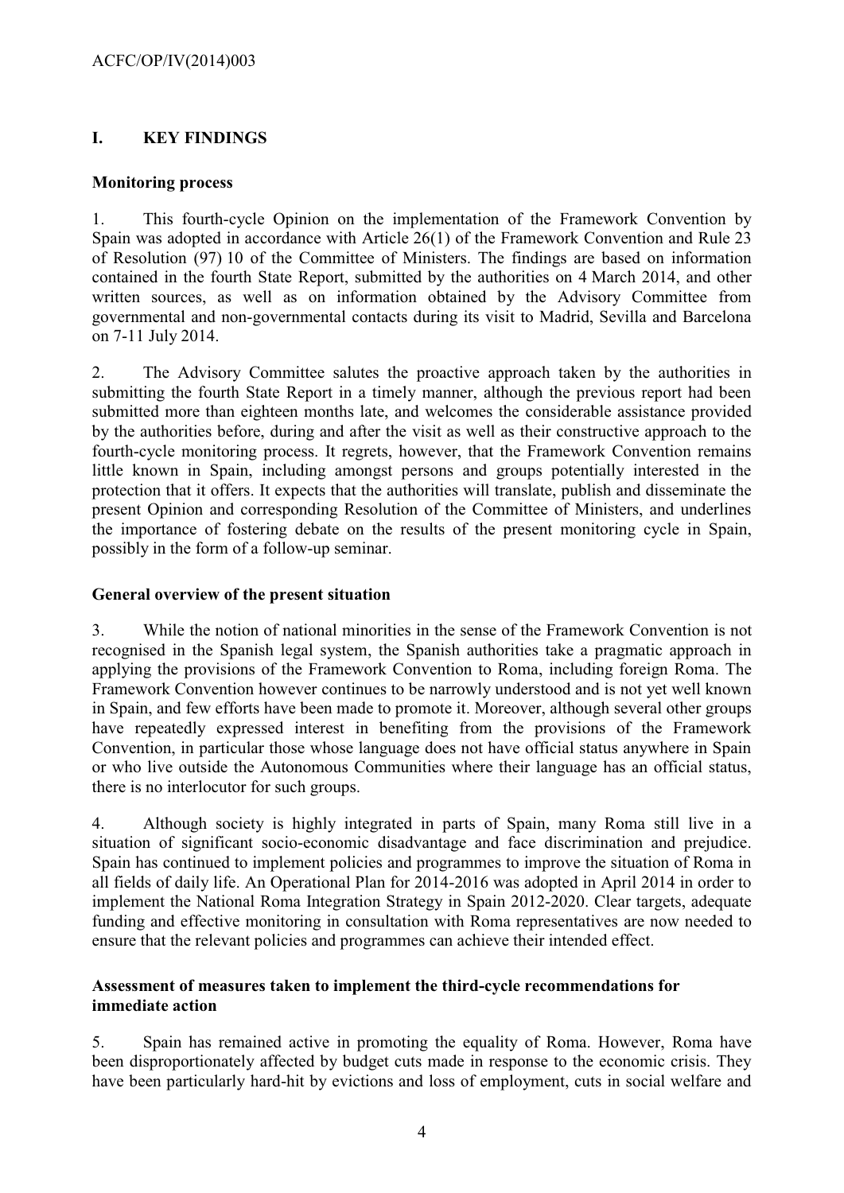# I. KEY FINDINGS

## Monitoring process

1. This fourth-cycle Opinion on the implementation of the Framework Convention by Spain was adopted in accordance with Article 26(1) of the Framework Convention and Rule 23 of Resolution (97) 10 of the Committee of Ministers. The findings are based on information contained in the fourth State Report, submitted by the authorities on 4 March 2014, and other written sources, as well as on information obtained by the Advisory Committee from governmental and non-governmental contacts during its visit to Madrid, Sevilla and Barcelona on 7-11 July 2014.

2. The Advisory Committee salutes the proactive approach taken by the authorities in submitting the fourth State Report in a timely manner, although the previous report had been submitted more than eighteen months late, and welcomes the considerable assistance provided by the authorities before, during and after the visit as well as their constructive approach to the fourth-cycle monitoring process. It regrets, however, that the Framework Convention remains little known in Spain, including amongst persons and groups potentially interested in the protection that it offers. It expects that the authorities will translate, publish and disseminate the present Opinion and corresponding Resolution of the Committee of Ministers, and underlines the importance of fostering debate on the results of the present monitoring cycle in Spain, possibly in the form of a follow-up seminar.

## General overview of the present situation

3. While the notion of national minorities in the sense of the Framework Convention is not recognised in the Spanish legal system, the Spanish authorities take a pragmatic approach in applying the provisions of the Framework Convention to Roma, including foreign Roma. The Framework Convention however continues to be narrowly understood and is not yet well known in Spain, and few efforts have been made to promote it. Moreover, although several other groups have repeatedly expressed interest in benefiting from the provisions of the Framework Convention, in particular those whose language does not have official status anywhere in Spain or who live outside the Autonomous Communities where their language has an official status, there is no interlocutor for such groups.

4. Although society is highly integrated in parts of Spain, many Roma still live in a situation of significant socio-economic disadvantage and face discrimination and prejudice. Spain has continued to implement policies and programmes to improve the situation of Roma in all fields of daily life. An Operational Plan for 2014-2016 was adopted in April 2014 in order to implement the National Roma Integration Strategy in Spain 2012-2020. Clear targets, adequate funding and effective monitoring in consultation with Roma representatives are now needed to ensure that the relevant policies and programmes can achieve their intended effect.

## Assessment of measures taken to implement the third-cycle recommendations for immediate action

5. Spain has remained active in promoting the equality of Roma. However, Roma have been disproportionately affected by budget cuts made in response to the economic crisis. They have been particularly hard-hit by evictions and loss of employment, cuts in social welfare and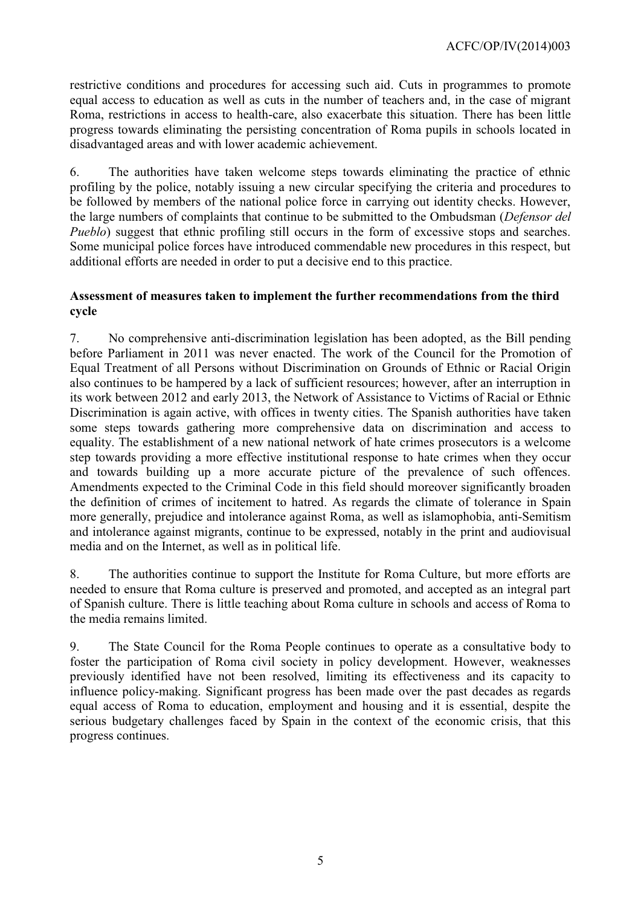restrictive conditions and procedures for accessing such aid. Cuts in programmes to promote equal access to education as well as cuts in the number of teachers and, in the case of migrant Roma, restrictions in access to health-care, also exacerbate this situation. There has been little progress towards eliminating the persisting concentration of Roma pupils in schools located in disadvantaged areas and with lower academic achievement.

6. The authorities have taken welcome steps towards eliminating the practice of ethnic profiling by the police, notably issuing a new circular specifying the criteria and procedures to be followed by members of the national police force in carrying out identity checks. However, the large numbers of complaints that continue to be submitted to the Ombudsman (*Defensor del Pueblo*) suggest that ethnic profiling still occurs in the form of excessive stops and searches. Some municipal police forces have introduced commendable new procedures in this respect, but additional efforts are needed in order to put a decisive end to this practice.

**Assessment of measures taken to implement the further recommendations from the third cycle**

7. No comprehensive anti-discrimination legislation has been adopted, as the Bill pending before Parliament in 2011 was never enacted. The work of the Council for the Promotion of Equal Treatment of all Persons without Discrimination on Grounds of Ethnic or Racial Origin also continues to be hampered by a lack of sufficient resources; however, after an interruption in its work between 2012 and early 2013, the Network of Assistance to Victims of Racial or Ethnic Discrimination is again active, with offices in twenty cities. The Spanish authorities have taken some steps towards gathering more comprehensive data on discrimination and access to equality. The establishment of a new national network of hate crimes prosecutors is a welcome step towards providing a more effective institutional response to hate crimes when they occur and towards building up a more accurate picture of the prevalence of such offences. Amendments expected to the Criminal Code in this field should moreover significantly broaden the definition of crimes of incitement to hatred. As regards the climate of tolerance in Spain more generally, prejudice and intolerance against Roma, as well as islamophobia, anti-Semitism and intolerance against migrants, continue to be expressed, notably in the print and audiovisual media and on the Internet, as well as in political life.

8. The authorities continue to support the Institute for Roma Culture, but more efforts are needed to ensure that Roma culture is preserved and promoted, and accepted as an integral part of Spanish culture. There is little teaching about Roma culture in schools and access of Roma to the media remains limited.

9. The State Council for the Roma People continues to operate as a consultative body to foster the participation of Roma civil society in policy development. However, weaknesses previously identified have not been resolved, limiting its effectiveness and its capacity to influence policy-making. Significant progress has been made over the past decades as regards equal access of Roma to education, employment and housing and it is essential, despite the serious budgetary challenges faced by Spain in the context of the economic crisis, that this progress continues.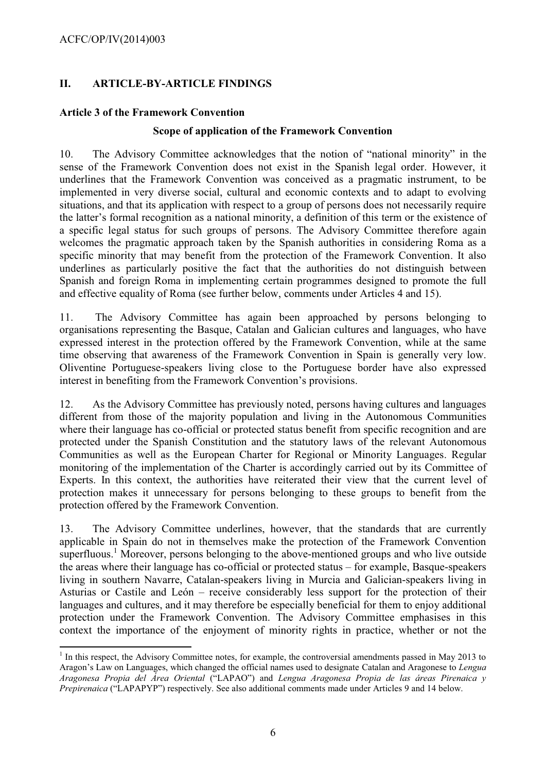## II. ARTICLE-BY-ARTICLE FINDINGS

### Article 3 of the Framework Convention

**Scope of application of the Framework Convention**

10. The Advisory Committee acknowledges that the notion of "national minority" in the sense of the Framework Convention does not exist in the Spanish legal order. However, it underlines that the Framework Convention was conceived as a pragmatic instrument, to be implemented in very diverse social, cultural and economic contexts and to adapt to evolving situations, and that its application with respect to a group of persons does not necessarily require the latter's formal recognition as a national minority, a definition of this term or the existence of a specific legal status for such groups of persons. The Advisory Committee therefore again welcomes the pragmatic approach taken by the Spanish authorities in considering Roma as a specific minority that may benefit from the protection of the Framework Convention. It also underlines as particularly positive the fact that the authorities do not distinguish between Spanish and foreign Roma in implementing certain programmes designed to promote the full and effective equality of Roma (see further below, comments under Articles 4 and 15).

11. The Advisory Committee has again been approached by persons belonging to organisations representing the Basque, Catalan and Galician cultures and languages, who have expressed interest in the protection offered by the Framework Convention, while at the same time observing that awareness of the Framework Convention in Spain is generally very low. Oliventine Portuguese-speakers living close to the Portuguese border have also expressed interest in benefiting from the Framework Convention's provisions.

12. As the Advisory Committee has previously noted, persons having cultures and languages different from those of the majority population and living in the Autonomous Communities where their language has co-official or protected status benefit from specific recognition and are protected under the Spanish Constitution and the statutory laws of the relevant Autonomous Communities as well as the European Charter for Regional or Minority Languages. Regular monitoring of the implementation of the Charter is accordingly carried out by its Committee of Experts. In this context, the authorities have reiterated their view that the current level of protection makes it unnecessary for persons belonging to these groups to benefit from the protection offered by the Framework Convention.

13. The Advisory Committee underlines, however, that the standards that are currently applicable in Spain do not in themselves make the protection of the Framework Convention superfluous.[1] Moreover, persons belonging to the above-mentioned groups and who live outside the areas where their language has co-official or protected status – for example, Basque-speakers living in southern Navarre, Catalan-speakers living in Murcia and Galician-speakers living in Asturias or Castile and León – receive considerably less support for the protection of their languages and cultures, and it may therefore be especially beneficial for them to enjoy additional protection under the Framework Convention. The Advisory Committee emphasises in this context the importance of the enjoyment of minority rights in practice, whether or not the

---

[1] In this respect, the Advisory Committee notes, for example, the controversial amendments passed in May 2013 to Aragon's Law on Languages, which changed the official names used to designate Catalan and Aragonese to *Lengua Aragonesa Propia del Área Oriental* ("LAPAO") and *Lengua Aragonesa Propia de las áreas Pirenaica y Prepirenaica* ("LAPAPYP") respectively. See also additional comments made under Articles 9 and 14 below.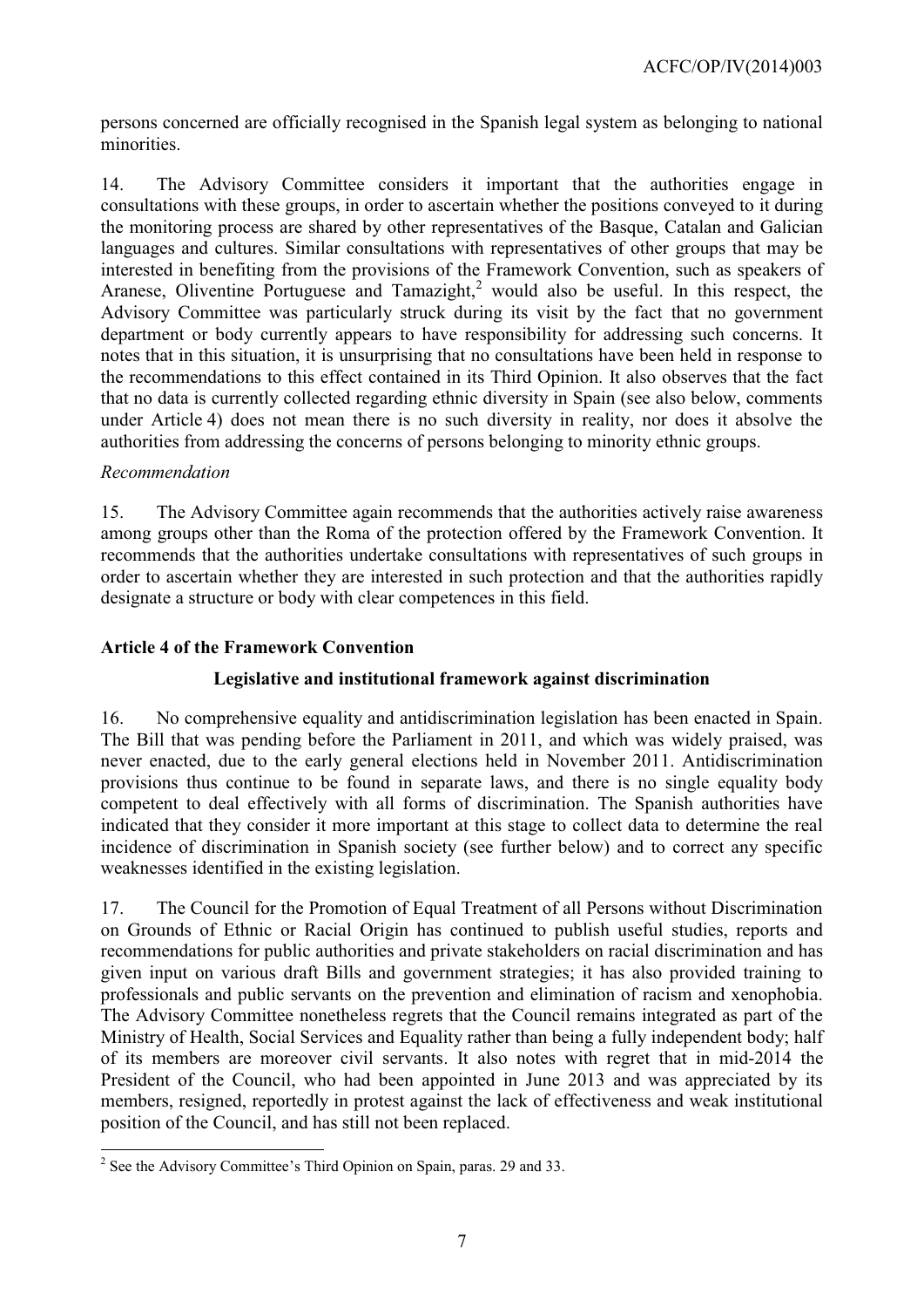persons concerned are officially recognised in the Spanish legal system as belonging to national minorities.

14. The Advisory Committee considers it important that the authorities engage in consultations with these groups, in order to ascertain whether the positions conveyed to it during the monitoring process are shared by other representatives of the Basque, Catalan and Galician languages and cultures. Similar consultations with representatives of other groups that may be interested in benefiting from the provisions of the Framework Convention, such as speakers of Aranese, Oliventine Portuguese and Tamazight,[2] would also be useful. In this respect, the Advisory Committee was particularly struck during its visit by the fact that no government department or body currently appears to have responsibility for addressing such concerns. It notes that in this situation, it is unsurprising that no consultations have been held in response to the recommendations to this effect contained in its Third Opinion. It also observes that the fact that no data is currently collected regarding ethnic diversity in Spain (see also below, comments under Article 4) does not mean there is no such diversity in reality, nor does it absolve the authorities from addressing the concerns of persons belonging to minority ethnic groups.

*Recommendation*

15. The Advisory Committee again recommends that the authorities actively raise awareness among groups other than the Roma of the protection offered by the Framework Convention. It recommends that the authorities undertake consultations with representatives of such groups in order to ascertain whether they are interested in such protection and that the authorities rapidly designate a structure or body with clear competences in this field.

### Article 4 of the Framework Convention

#### Legislative and institutional framework against discrimination

16. No comprehensive equality and antidiscrimination legislation has been enacted in Spain. The Bill that was pending before the Parliament in 2011, and which was widely praised, was never enacted, due to the early general elections held in November 2011. Antidiscrimination provisions thus continue to be found in separate laws, and there is no single equality body competent to deal effectively with all forms of discrimination. The Spanish authorities have indicated that they consider it more important at this stage to collect data to determine the real incidence of discrimination in Spanish society (see further below) and to correct any specific weaknesses identified in the existing legislation.

17. The Council for the Promotion of Equal Treatment of all Persons without Discrimination on Grounds of Ethnic or Racial Origin has continued to publish useful studies, reports and recommendations for public authorities and private stakeholders on racial discrimination and has given input on various draft Bills and government strategies; it has also provided training to professionals and public servants on the prevention and elimination of racism and xenophobia. The Advisory Committee nonetheless regrets that the Council remains integrated as part of the Ministry of Health, Social Services and Equality rather than being a fully independent body; half of its members are moreover civil servants. It also notes with regret that in mid-2014 the President of the Council, who had been appointed in June 2013 and was appreciated by its members, resigned, reportedly in protest against the lack of effectiveness and weak institutional position of the Council, and has still not been replaced.

[2] See the Advisory Committee's Third Opinion on Spain, paras. 29 and 33.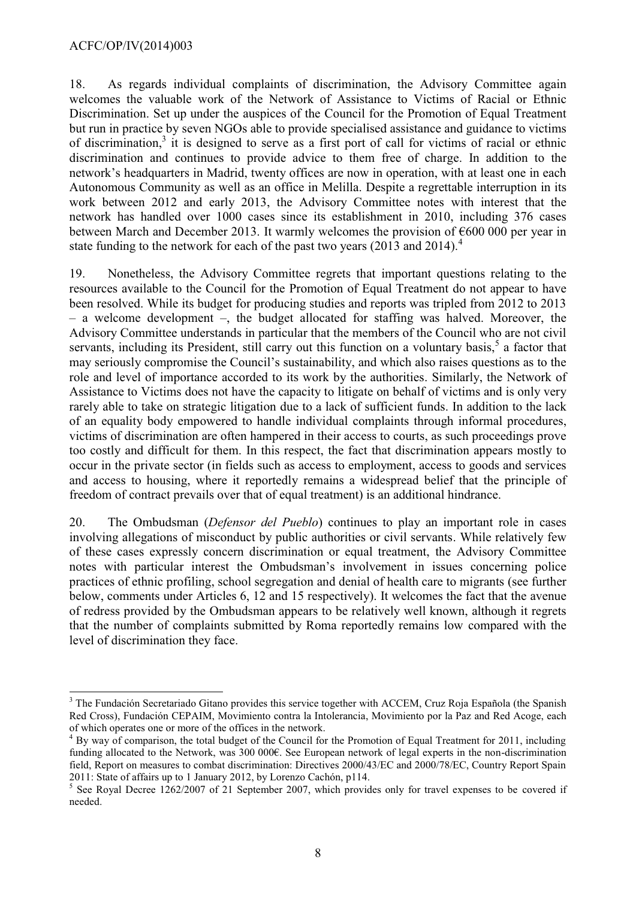18. As regards individual complaints of discrimination, the Advisory Committee again welcomes the valuable work of the Network of Assistance to Victims of Racial or Ethnic Discrimination. Set up under the auspices of the Council for the Promotion of Equal Treatment but run in practice by seven NGOs able to provide specialised assistance and guidance to victims of discrimination,[3] it is designed to serve as a first port of call for victims of racial or ethnic discrimination and continues to provide advice to them free of charge. In addition to the network's headquarters in Madrid, twenty offices are now in operation, with at least one in each Autonomous Community as well as an office in Melilla. Despite a regrettable interruption in its work between 2012 and early 2013, the Advisory Committee notes with interest that the network has handled over 1000 cases since its establishment in 2010, including 376 cases between March and December 2013. It warmly welcomes the provision of €600 000 per year in state funding to the network for each of the past two years (2013 and 2014).[4]

19. Nonetheless, the Advisory Committee regrets that important questions relating to the resources available to the Council for the Promotion of Equal Treatment do not appear to have been resolved. While its budget for producing studies and reports was tripled from 2012 to 2013 – a welcome development –, the budget allocated for staffing was halved. Moreover, the Advisory Committee understands in particular that the members of the Council who are not civil servants, including its President, still carry out this function on a voluntary basis,[5] a factor that may seriously compromise the Council's sustainability, and which also raises questions as to the role and level of importance accorded to its work by the authorities. Similarly, the Network of Assistance to Victims does not have the capacity to litigate on behalf of victims and is only very rarely able to take on strategic litigation due to a lack of sufficient funds. In addition to the lack of an equality body empowered to handle individual complaints through informal procedures, victims of discrimination are often hampered in their access to courts, as such proceedings prove too costly and difficult for them. In this respect, the fact that discrimination appears mostly to occur in the private sector (in fields such as access to employment, access to goods and services and access to housing, where it reportedly remains a widespread belief that the principle of freedom of contract prevails over that of equal treatment) is an additional hindrance.

20. The Ombudsman (*Defensor del Pueblo*) continues to play an important role in cases involving allegations of misconduct by public authorities or civil servants. While relatively few of these cases expressly concern discrimination or equal treatment, the Advisory Committee notes with particular interest the Ombudsman's involvement in issues concerning police practices of ethnic profiling, school segregation and denial of health care to migrants (see further below, comments under Articles 6, 12 and 15 respectively). It welcomes the fact that the avenue of redress provided by the Ombudsman appears to be relatively well known, although it regrets that the number of complaints submitted by Roma reportedly remains low compared with the level of discrimination they face.

---

[3] The Fundación Secretariado Gitano provides this service together with ACCEM, Cruz Roja Española (the Spanish Red Cross), Fundación CEPAIM, Movimiento contra la Intolerancia, Movimiento por la Paz and Red Acoge, each of which operates one or more of the offices in the network.

[4] By way of comparison, the total budget of the Council for the Promotion of Equal Treatment for 2011, including funding allocated to the Network, was 300 000€. See European network of legal experts in the non-discrimination field, Report on measures to combat discrimination: Directives 2000/43/EC and 2000/78/EC, Country Report Spain 2011: State of affairs up to 1 January 2012, by Lorenzo Cachón, p114.

[5] See Royal Decree 1262/2007 of 21 September 2007, which provides only for travel expenses to be covered if needed.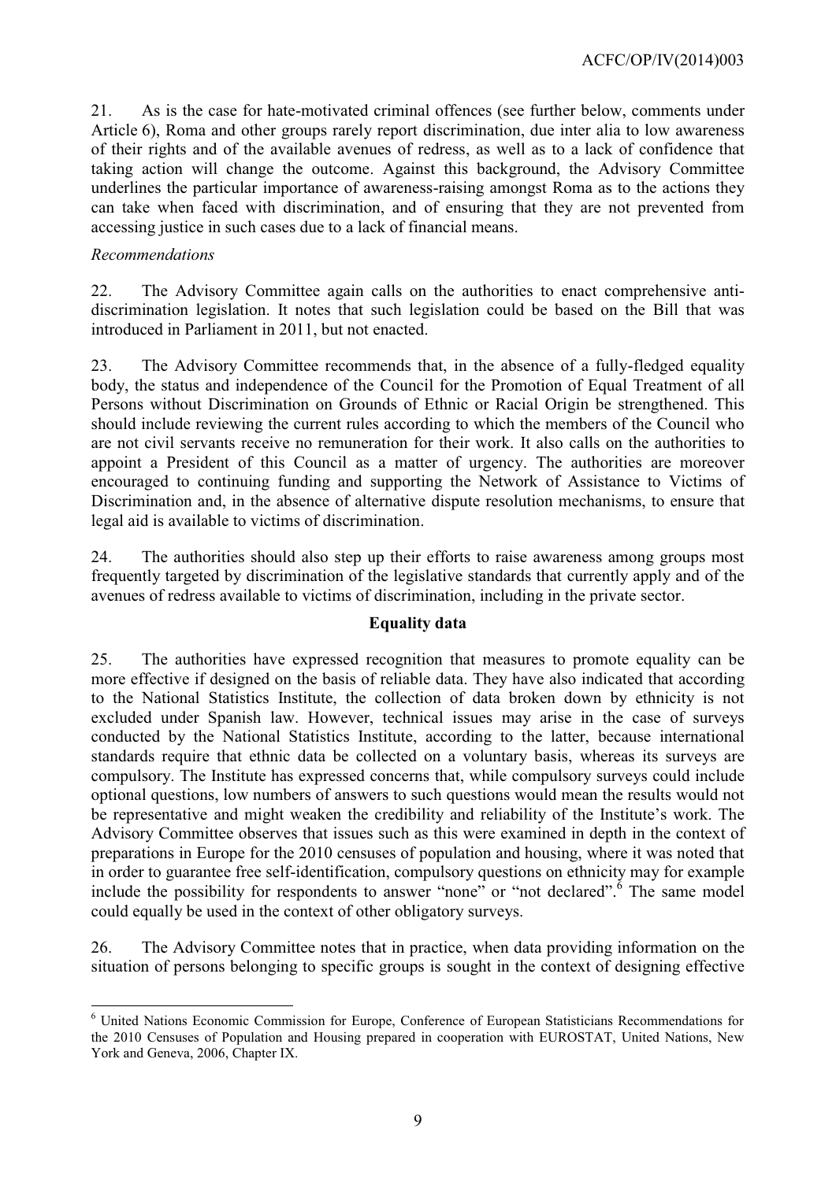21. As is the case for hate-motivated criminal offences (see further below, comments under Article 6), Roma and other groups rarely report discrimination, due inter alia to low awareness of their rights and of the available avenues of redress, as well as to a lack of confidence that taking action will change the outcome. Against this background, the Advisory Committee underlines the particular importance of awareness-raising amongst Roma as to the actions they can take when faced with discrimination, and of ensuring that they are not prevented from accessing justice in such cases due to a lack of financial means.

*Recommendations*

22. The Advisory Committee again calls on the authorities to enact comprehensive anti-discrimination legislation. It notes that such legislation could be based on the Bill that was introduced in Parliament in 2011, but not enacted.

23. The Advisory Committee recommends that, in the absence of a fully-fledged equality body, the status and independence of the Council for the Promotion of Equal Treatment of all Persons without Discrimination on Grounds of Ethnic or Racial Origin be strengthened. This should include reviewing the current rules according to which the members of the Council who are not civil servants receive no remuneration for their work. It also calls on the authorities to appoint a President of this Council as a matter of urgency. The authorities are moreover encouraged to continuing funding and supporting the Network of Assistance to Victims of Discrimination and, in the absence of alternative dispute resolution mechanisms, to ensure that legal aid is available to victims of discrimination.

24. The authorities should also step up their efforts to raise awareness among groups most frequently targeted by discrimination of the legislative standards that currently apply and of the avenues of redress available to victims of discrimination, including in the private sector.

**Equality data**

25. The authorities have expressed recognition that measures to promote equality can be more effective if designed on the basis of reliable data. They have also indicated that according to the National Statistics Institute, the collection of data broken down by ethnicity is not excluded under Spanish law. However, technical issues may arise in the case of surveys conducted by the National Statistics Institute, according to the latter, because international standards require that ethnic data be collected on a voluntary basis, whereas its surveys are compulsory. The Institute has expressed concerns that, while compulsory surveys could include optional questions, low numbers of answers to such questions would mean the results would not be representative and might weaken the credibility and reliability of the Institute's work. The Advisory Committee observes that issues such as this were examined in depth in the context of preparations in Europe for the 2010 censuses of population and housing, where it was noted that in order to guarantee free self-identification, compulsory questions on ethnicity may for example include the possibility for respondents to answer "none" or "not declared".[6] The same model could equally be used in the context of other obligatory surveys.

26. The Advisory Committee notes that in practice, when data providing information on the situation of persons belonging to specific groups is sought in the context of designing effective

---

[6] United Nations Economic Commission for Europe, Conference of European Statisticians Recommendations for the 2010 Censuses of Population and Housing prepared in cooperation with EUROSTAT, United Nations, New York and Geneva, 2006, Chapter IX.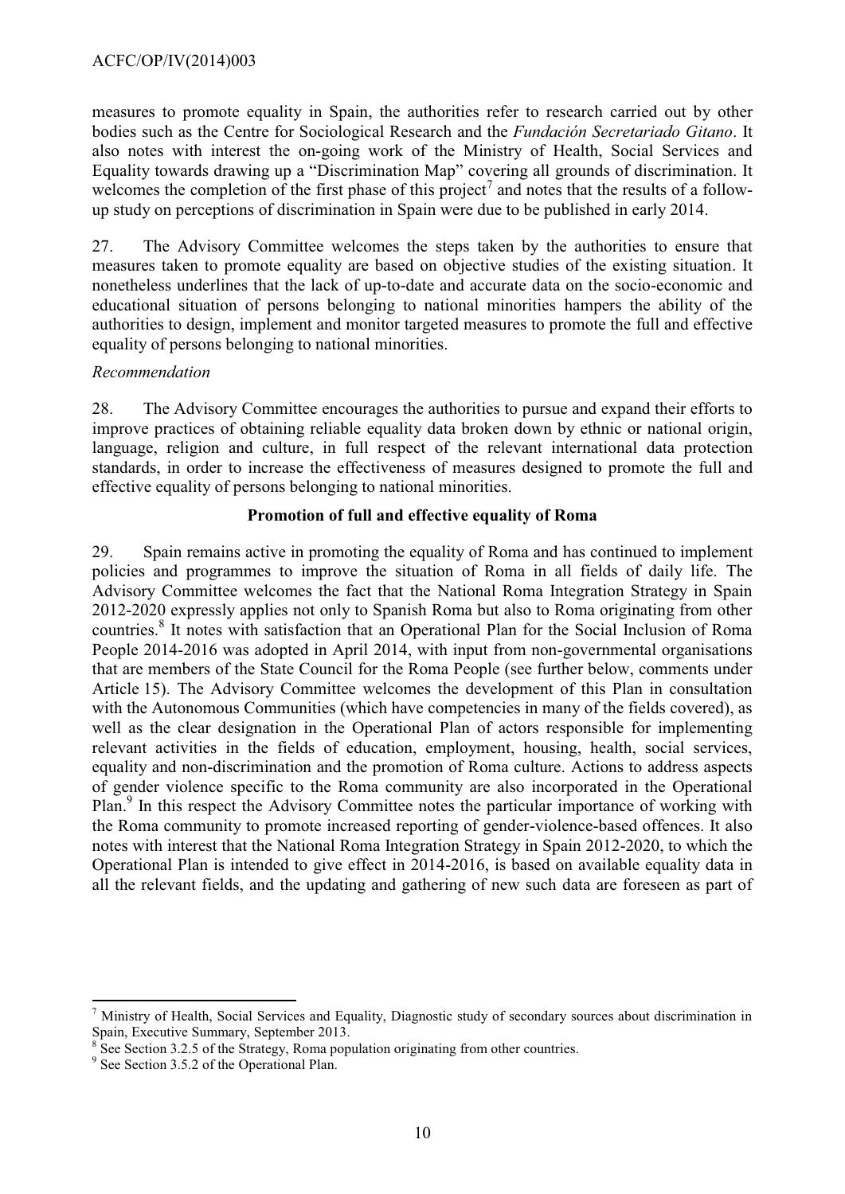measures to promote equality in Spain, the authorities refer to research carried out by other bodies such as the Centre for Sociological Research and the *Fundación Secretariado Gitano*. It also notes with interest the on-going work of the Ministry of Health, Social Services and Equality towards drawing up a "Discrimination Map" covering all grounds of discrimination. It welcomes the completion of the first phase of this project[7] and notes that the results of a follow-up study on perceptions of discrimination in Spain were due to be published in early 2014.

27. The Advisory Committee welcomes the steps taken by the authorities to ensure that measures taken to promote equality are based on objective studies of the existing situation. It nonetheless underlines that the lack of up-to-date and accurate data on the socio-economic and educational situation of persons belonging to national minorities hampers the ability of the authorities to design, implement and monitor targeted measures to promote the full and effective equality of persons belonging to national minorities.

*Recommendation*

28. The Advisory Committee encourages the authorities to pursue and expand their efforts to improve practices of obtaining reliable equality data broken down by ethnic or national origin, language, religion and culture, in full respect of the relevant international data protection standards, in order to increase the effectiveness of measures designed to promote the full and effective equality of persons belonging to national minorities.

**Promotion of full and effective equality of Roma**

29. Spain remains active in promoting the equality of Roma and has continued to implement policies and programmes to improve the situation of Roma in all fields of daily life. The Advisory Committee welcomes the fact that the National Roma Integration Strategy in Spain 2012-2020 expressly applies not only to Spanish Roma but also to Roma originating from other countries.[8] It notes with satisfaction that an Operational Plan for the Social Inclusion of Roma People 2014-2016 was adopted in April 2014, with input from non-governmental organisations that are members of the State Council for the Roma People (see further below, comments under Article 15). The Advisory Committee welcomes the development of this Plan in consultation with the Autonomous Communities (which have competencies in many of the fields covered), as well as the clear designation in the Operational Plan of actors responsible for implementing relevant activities in the fields of education, employment, housing, health, social services, equality and non-discrimination and the promotion of Roma culture. Actions to address aspects of gender violence specific to the Roma community are also incorporated in the Operational Plan.[9] In this respect the Advisory Committee notes the particular importance of working with the Roma community to promote increased reporting of gender-violence-based offences. It also notes with interest that the National Roma Integration Strategy in Spain 2012-2020, to which the Operational Plan is intended to give effect in 2014-2016, is based on available equality data in all the relevant fields, and the updating and gathering of new such data are foreseen as part of

---

[7] Ministry of Health, Social Services and Equality, Diagnostic study of secondary sources about discrimination in Spain, Executive Summary, September 2013.

[8] See Section 3.2.5 of the Strategy, Roma population originating from other countries.

[9] See Section 3.5.2 of the Operational Plan.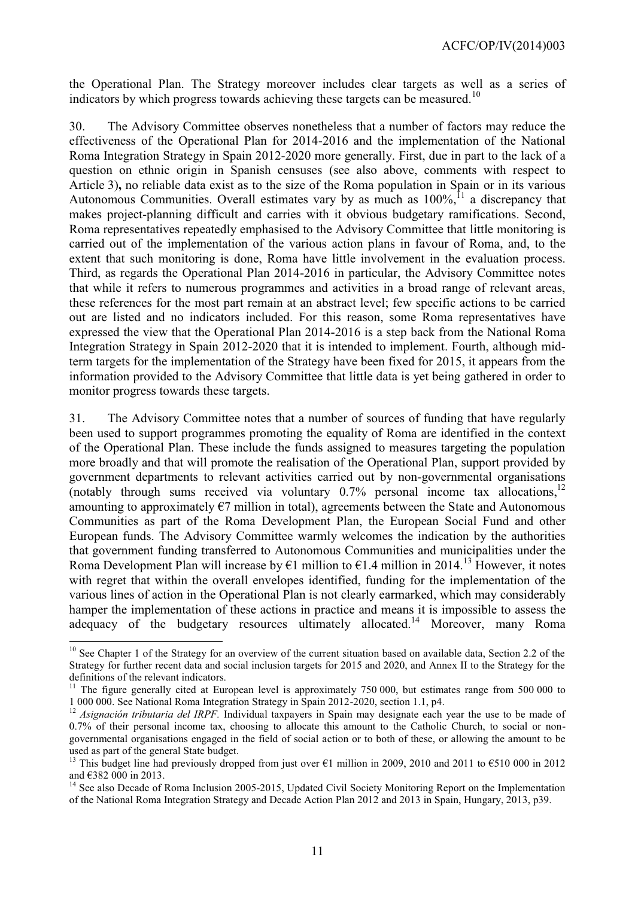the Operational Plan. The Strategy moreover includes clear targets as well as a series of indicators by which progress towards achieving these targets can be measured.[10]

30. The Advisory Committee observes nonetheless that a number of factors may reduce the effectiveness of the Operational Plan for 2014-2016 and the implementation of the National Roma Integration Strategy in Spain 2012-2020 more generally. First, due in part to the lack of a question on ethnic origin in Spanish censuses (see also above, comments with respect to Article 3)**,** no reliable data exist as to the size of the Roma population in Spain or in its various Autonomous Communities. Overall estimates vary by as much as 100%,[11] a discrepancy that makes project-planning difficult and carries with it obvious budgetary ramifications. Second, Roma representatives repeatedly emphasised to the Advisory Committee that little monitoring is carried out of the implementation of the various action plans in favour of Roma, and, to the extent that such monitoring is done, Roma have little involvement in the evaluation process. Third, as regards the Operational Plan 2014-2016 in particular, the Advisory Committee notes that while it refers to numerous programmes and activities in a broad range of relevant areas, these references for the most part remain at an abstract level; few specific actions to be carried out are listed and no indicators included. For this reason, some Roma representatives have expressed the view that the Operational Plan 2014-2016 is a step back from the National Roma Integration Strategy in Spain 2012-2020 that it is intended to implement. Fourth, although mid-term targets for the implementation of the Strategy have been fixed for 2015, it appears from the information provided to the Advisory Committee that little data is yet being gathered in order to monitor progress towards these targets.

31. The Advisory Committee notes that a number of sources of funding that have regularly been used to support programmes promoting the equality of Roma are identified in the context of the Operational Plan. These include the funds assigned to measures targeting the population more broadly and that will promote the realisation of the Operational Plan, support provided by government departments to relevant activities carried out by non-governmental organisations (notably through sums received via voluntary 0.7% personal income tax allocations,[12] amounting to approximately €7 million in total), agreements between the State and Autonomous Communities as part of the Roma Development Plan, the European Social Fund and other European funds. The Advisory Committee warmly welcomes the indication by the authorities that government funding transferred to Autonomous Communities and municipalities under the Roma Development Plan will increase by €1 million to €1.4 million in 2014.[13] However, it notes with regret that within the overall envelopes identified, funding for the implementation of the various lines of action in the Operational Plan is not clearly earmarked, which may considerably hamper the implementation of these actions in practice and means it is impossible to assess the adequacy of the budgetary resources ultimately allocated.[14] Moreover, many Roma

---

[10] See Chapter 1 of the Strategy for an overview of the current situation based on available data, Section 2.2 of the Strategy for further recent data and social inclusion targets for 2015 and 2020, and Annex II to the Strategy for the definitions of the relevant indicators.

[11] The figure generally cited at European level is approximately 750 000, but estimates range from 500 000 to 1 000 000. See National Roma Integration Strategy in Spain 2012-2020, section 1.1, p4.

[12] *Asignación tributaria del IRPF.* Individual taxpayers in Spain may designate each year the use to be made of 0.7% of their personal income tax, choosing to allocate this amount to the Catholic Church, to social or non-governmental organisations engaged in the field of social action or to both of these, or allowing the amount to be used as part of the general State budget.

[13] This budget line had previously dropped from just over €1 million in 2009, 2010 and 2011 to €510 000 in 2012 and €382 000 in 2013.

[14] See also Decade of Roma Inclusion 2005-2015, Updated Civil Society Monitoring Report on the Implementation of the National Roma Integration Strategy and Decade Action Plan 2012 and 2013 in Spain, Hungary, 2013, p39.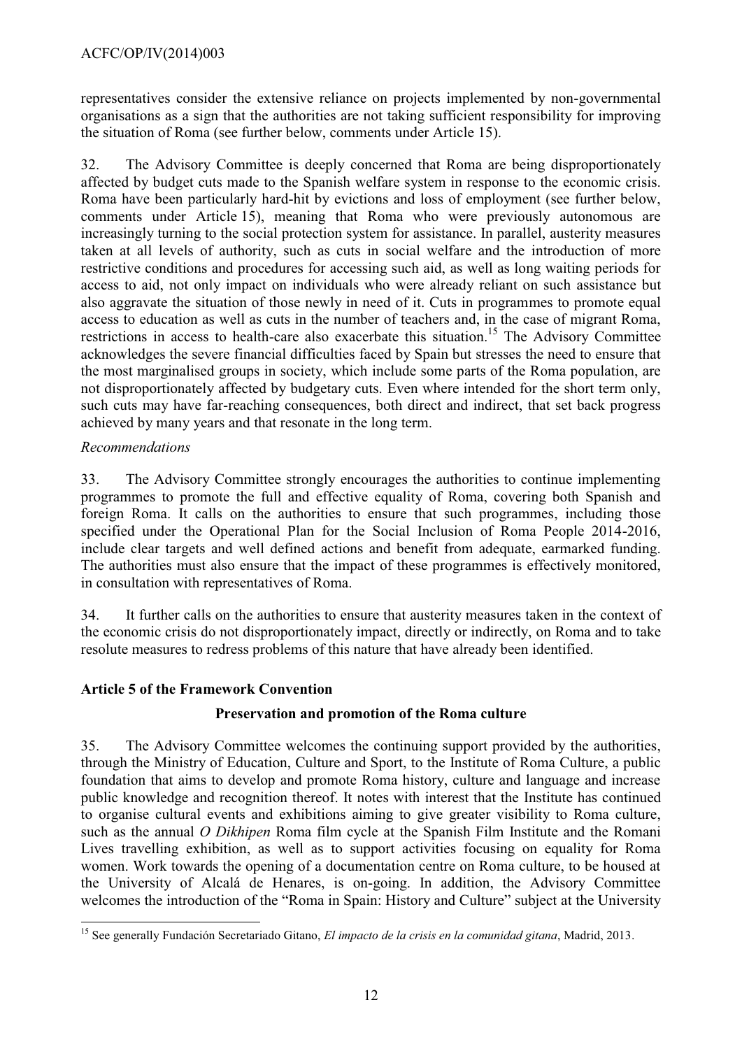representatives consider the extensive reliance on projects implemented by non-governmental organisations as a sign that the authorities are not taking sufficient responsibility for improving the situation of Roma (see further below, comments under Article 15).

32. The Advisory Committee is deeply concerned that Roma are being disproportionately affected by budget cuts made to the Spanish welfare system in response to the economic crisis. Roma have been particularly hard-hit by evictions and loss of employment (see further below, comments under Article 15), meaning that Roma who were previously autonomous are increasingly turning to the social protection system for assistance. In parallel, austerity measures taken at all levels of authority, such as cuts in social welfare and the introduction of more restrictive conditions and procedures for accessing such aid, as well as long waiting periods for access to aid, not only impact on individuals who were already reliant on such assistance but also aggravate the situation of those newly in need of it. Cuts in programmes to promote equal access to education as well as cuts in the number of teachers and, in the case of migrant Roma, restrictions in access to health-care also exacerbate this situation.[15] The Advisory Committee acknowledges the severe financial difficulties faced by Spain but stresses the need to ensure that the most marginalised groups in society, which include some parts of the Roma population, are not disproportionately affected by budgetary cuts. Even where intended for the short term only, such cuts may have far-reaching consequences, both direct and indirect, that set back progress achieved by many years and that resonate in the long term.

*Recommendations*

33. The Advisory Committee strongly encourages the authorities to continue implementing programmes to promote the full and effective equality of Roma, covering both Spanish and foreign Roma. It calls on the authorities to ensure that such programmes, including those specified under the Operational Plan for the Social Inclusion of Roma People 2014-2016, include clear targets and well defined actions and benefit from adequate, earmarked funding. The authorities must also ensure that the impact of these programmes is effectively monitored, in consultation with representatives of Roma.

34. It further calls on the authorities to ensure that austerity measures taken in the context of the economic crisis do not disproportionately impact, directly or indirectly, on Roma and to take resolute measures to redress problems of this nature that have already been identified.

## Article 5 of the Framework Convention

### Preservation and promotion of the Roma culture

35. The Advisory Committee welcomes the continuing support provided by the authorities, through the Ministry of Education, Culture and Sport, to the Institute of Roma Culture, a public foundation that aims to develop and promote Roma history, culture and language and increase public knowledge and recognition thereof. It notes with interest that the Institute has continued to organise cultural events and exhibitions aiming to give greater visibility to Roma culture, such as the annual *O Dikhipen* Roma film cycle at the Spanish Film Institute and the Romani Lives travelling exhibition, as well as to support activities focusing on equality for Roma women. Work towards the opening of a documentation centre on Roma culture, to be housed at the University of Alcalá de Henares, is on-going. In addition, the Advisory Committee welcomes the introduction of the "Roma in Spain: History and Culture" subject at the University

---

[15] See generally Fundación Secretariado Gitano, *El impacto de la crisis en la comunidad gitana*, Madrid, 2013.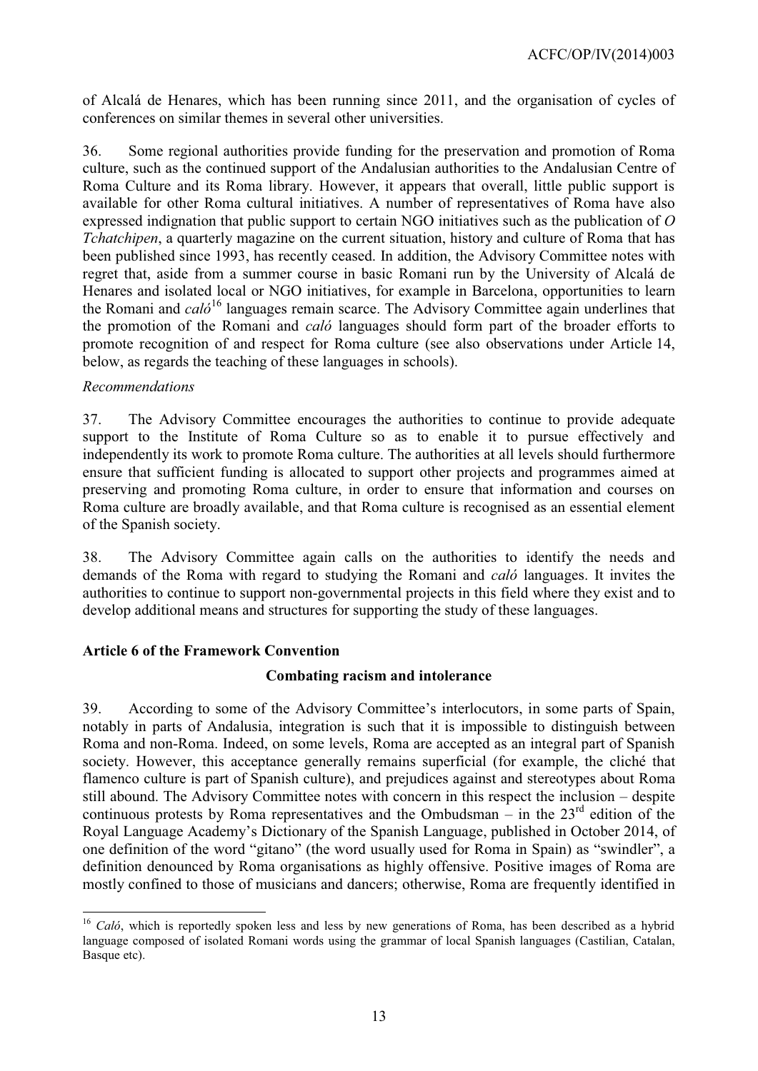of Alcalá de Henares, which has been running since 2011, and the organisation of cycles of conferences on similar themes in several other universities.

36. Some regional authorities provide funding for the preservation and promotion of Roma culture, such as the continued support of the Andalusian authorities to the Andalusian Centre of Roma Culture and its Roma library. However, it appears that overall, little public support is available for other Roma cultural initiatives. A number of representatives of Roma have also expressed indignation that public support to certain NGO initiatives such as the publication of *O Tchatchipen*, a quarterly magazine on the current situation, history and culture of Roma that has been published since 1993, has recently ceased. In addition, the Advisory Committee notes with regret that, aside from a summer course in basic Romani run by the University of Alcalá de Henares and isolated local or NGO initiatives, for example in Barcelona, opportunities to learn the Romani and *caló*[16] languages remain scarce. The Advisory Committee again underlines that the promotion of the Romani and *caló* languages should form part of the broader efforts to promote recognition of and respect for Roma culture (see also observations under Article 14, below, as regards the teaching of these languages in schools).

*Recommendations*

37. The Advisory Committee encourages the authorities to continue to provide adequate support to the Institute of Roma Culture so as to enable it to pursue effectively and independently its work to promote Roma culture. The authorities at all levels should furthermore ensure that sufficient funding is allocated to support other projects and programmes aimed at preserving and promoting Roma culture, in order to ensure that information and courses on Roma culture are broadly available, and that Roma culture is recognised as an essential element of the Spanish society.

38. The Advisory Committee again calls on the authorities to identify the needs and demands of the Roma with regard to studying the Romani and *caló* languages. It invites the authorities to continue to support non-governmental projects in this field where they exist and to develop additional means and structures for supporting the study of these languages.

### Article 6 of the Framework Convention

**Combating racism and intolerance**

39. According to some of the Advisory Committee's interlocutors, in some parts of Spain, notably in parts of Andalusia, integration is such that it is impossible to distinguish between Roma and non-Roma. Indeed, on some levels, Roma are accepted as an integral part of Spanish society. However, this acceptance generally remains superficial (for example, the cliché that flamenco culture is part of Spanish culture), and prejudices against and stereotypes about Roma still abound. The Advisory Committee notes with concern in this respect the inclusion – despite continuous protests by Roma representatives and the Ombudsman – in the 23rd edition of the Royal Language Academy's Dictionary of the Spanish Language, published in October 2014, of one definition of the word "gitano" (the word usually used for Roma in Spain) as "swindler", a definition denounced by Roma organisations as highly offensive. Positive images of Roma are mostly confined to those of musicians and dancers; otherwise, Roma are frequently identified in

---

[16] *Caló*, which is reportedly spoken less and less by new generations of Roma, has been described as a hybrid language composed of isolated Romani words using the grammar of local Spanish languages (Castilian, Catalan, Basque etc).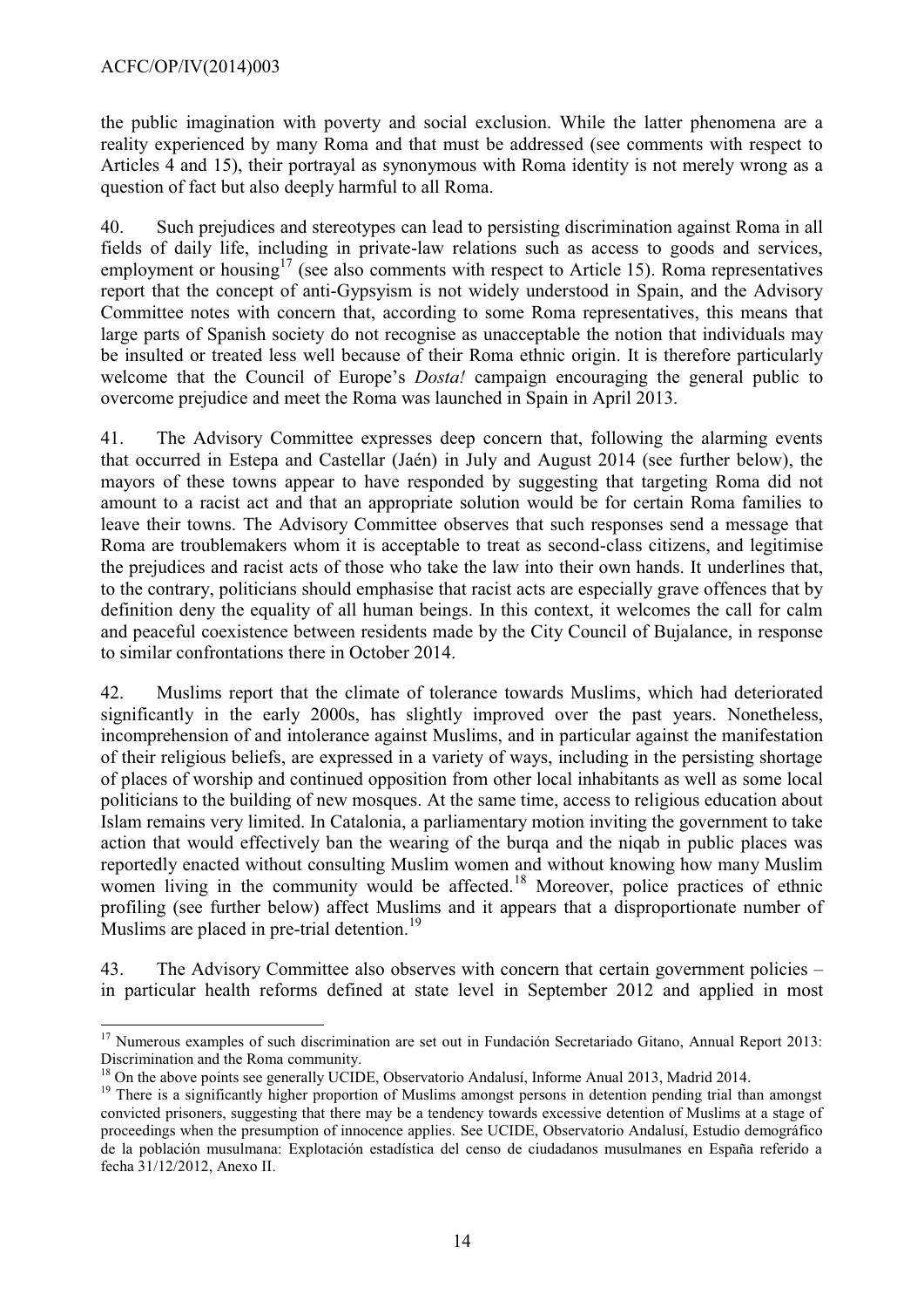the public imagination with poverty and social exclusion. While the latter phenomena are a reality experienced by many Roma and that must be addressed (see comments with respect to Articles 4 and 15), their portrayal as synonymous with Roma identity is not merely wrong as a question of fact but also deeply harmful to all Roma.

40. Such prejudices and stereotypes can lead to persisting discrimination against Roma in all fields of daily life, including in private-law relations such as access to goods and services, employment or housing[17] (see also comments with respect to Article 15). Roma representatives report that the concept of anti-Gypsyism is not widely understood in Spain, and the Advisory Committee notes with concern that, according to some Roma representatives, this means that large parts of Spanish society do not recognise as unacceptable the notion that individuals may be insulted or treated less well because of their Roma ethnic origin. It is therefore particularly welcome that the Council of Europe's *Dosta!* campaign encouraging the general public to overcome prejudice and meet the Roma was launched in Spain in April 2013.

41. The Advisory Committee expresses deep concern that, following the alarming events that occurred in Estepa and Castellar (Jaén) in July and August 2014 (see further below), the mayors of these towns appear to have responded by suggesting that targeting Roma did not amount to a racist act and that an appropriate solution would be for certain Roma families to leave their towns. The Advisory Committee observes that such responses send a message that Roma are troublemakers whom it is acceptable to treat as second-class citizens, and legitimise the prejudices and racist acts of those who take the law into their own hands. It underlines that, to the contrary, politicians should emphasise that racist acts are especially grave offences that by definition deny the equality of all human beings. In this context, it welcomes the call for calm and peaceful coexistence between residents made by the City Council of Bujalance, in response to similar confrontations there in October 2014.

42. Muslims report that the climate of tolerance towards Muslims, which had deteriorated significantly in the early 2000s, has slightly improved over the past years. Nonetheless, incomprehension of and intolerance against Muslims, and in particular against the manifestation of their religious beliefs, are expressed in a variety of ways, including in the persisting shortage of places of worship and continued opposition from other local inhabitants as well as some local politicians to the building of new mosques. At the same time, access to religious education about Islam remains very limited. In Catalonia, a parliamentary motion inviting the government to take action that would effectively ban the wearing of the burqa and the niqab in public places was reportedly enacted without consulting Muslim women and without knowing how many Muslim women living in the community would be affected.[18] Moreover, police practices of ethnic profiling (see further below) affect Muslims and it appears that a disproportionate number of Muslims are placed in pre-trial detention.[19]

43. The Advisory Committee also observes with concern that certain government policies – in particular health reforms defined at state level in September 2012 and applied in most

---

[17] Numerous examples of such discrimination are set out in Fundación Secretariado Gitano, Annual Report 2013: Discrimination and the Roma community.

[18] On the above points see generally UCIDE, Observatorio Andalusí, Informe Anual 2013, Madrid 2014.

[19] There is a significantly higher proportion of Muslims amongst persons in detention pending trial than amongst convicted prisoners, suggesting that there may be a tendency towards excessive detention of Muslims at a stage of proceedings when the presumption of innocence applies. See UCIDE, Observatorio Andalusí, Estudio demográfico de la población musulmana: Explotación estadística del censo de ciudadanos musulmanes en España referido a fecha 31/12/2012, Anexo II.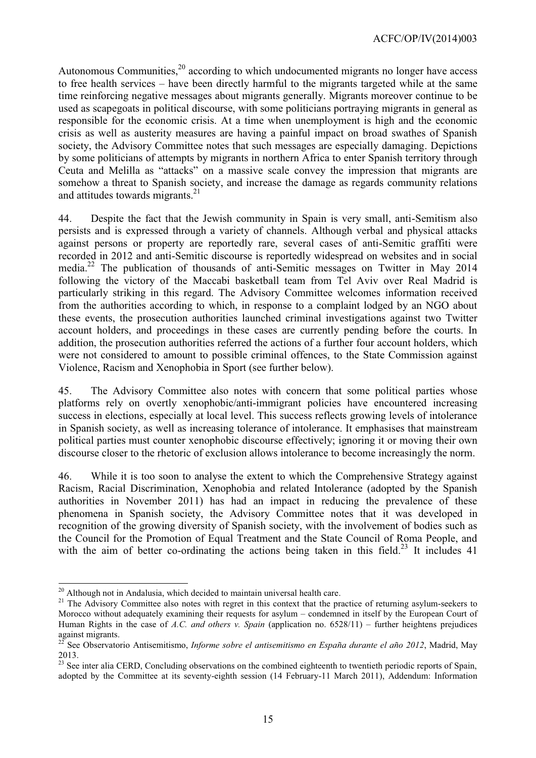Autonomous Communities,[20] according to which undocumented migrants no longer have access to free health services – have been directly harmful to the migrants targeted while at the same time reinforcing negative messages about migrants generally. Migrants moreover continue to be used as scapegoats in political discourse, with some politicians portraying migrants in general as responsible for the economic crisis. At a time when unemployment is high and the economic crisis as well as austerity measures are having a painful impact on broad swathes of Spanish society, the Advisory Committee notes that such messages are especially damaging. Depictions by some politicians of attempts by migrants in northern Africa to enter Spanish territory through Ceuta and Melilla as "attacks" on a massive scale convey the impression that migrants are somehow a threat to Spanish society, and increase the damage as regards community relations and attitudes towards migrants.[21]

44. Despite the fact that the Jewish community in Spain is very small, anti-Semitism also persists and is expressed through a variety of channels. Although verbal and physical attacks against persons or property are reportedly rare, several cases of anti-Semitic graffiti were recorded in 2012 and anti-Semitic discourse is reportedly widespread on websites and in social media.[22] The publication of thousands of anti-Semitic messages on Twitter in May 2014 following the victory of the Maccabi basketball team from Tel Aviv over Real Madrid is particularly striking in this regard. The Advisory Committee welcomes information received from the authorities according to which, in response to a complaint lodged by an NGO about these events, the prosecution authorities launched criminal investigations against two Twitter account holders, and proceedings in these cases are currently pending before the courts. In addition, the prosecution authorities referred the actions of a further four account holders, which were not considered to amount to possible criminal offences, to the State Commission against Violence, Racism and Xenophobia in Sport (see further below).

45. The Advisory Committee also notes with concern that some political parties whose platforms rely on overtly xenophobic/anti-immigrant policies have encountered increasing success in elections, especially at local level. This success reflects growing levels of intolerance in Spanish society, as well as increasing tolerance of intolerance. It emphasises that mainstream political parties must counter xenophobic discourse effectively; ignoring it or moving their own discourse closer to the rhetoric of exclusion allows intolerance to become increasingly the norm.

46. While it is too soon to analyse the extent to which the Comprehensive Strategy against Racism, Racial Discrimination, Xenophobia and related Intolerance (adopted by the Spanish authorities in November 2011) has had an impact in reducing the prevalence of these phenomena in Spanish society, the Advisory Committee notes that it was developed in recognition of the growing diversity of Spanish society, with the involvement of bodies such as the Council for the Promotion of Equal Treatment and the State Council of Roma People, and with the aim of better co-ordinating the actions being taken in this field.[23] It includes 41

---

[20] Although not in Andalusia, which decided to maintain universal health care.

[21] The Advisory Committee also notes with regret in this context that the practice of returning asylum-seekers to Morocco without adequately examining their requests for asylum – condemned in itself by the European Court of Human Rights in the case of *A.C. and others v. Spain* (application no. 6528/11) – further heightens prejudices against migrants.

[22] See Observatorio Antisemitismo, *Informe sobre el antisemitismo en España durante el año 2012*, Madrid, May 2013.

[23] See inter alia CERD, Concluding observations on the combined eighteenth to twentieth periodic reports of Spain, adopted by the Committee at its seventy-eighth session (14 February-11 March 2011), Addendum: Information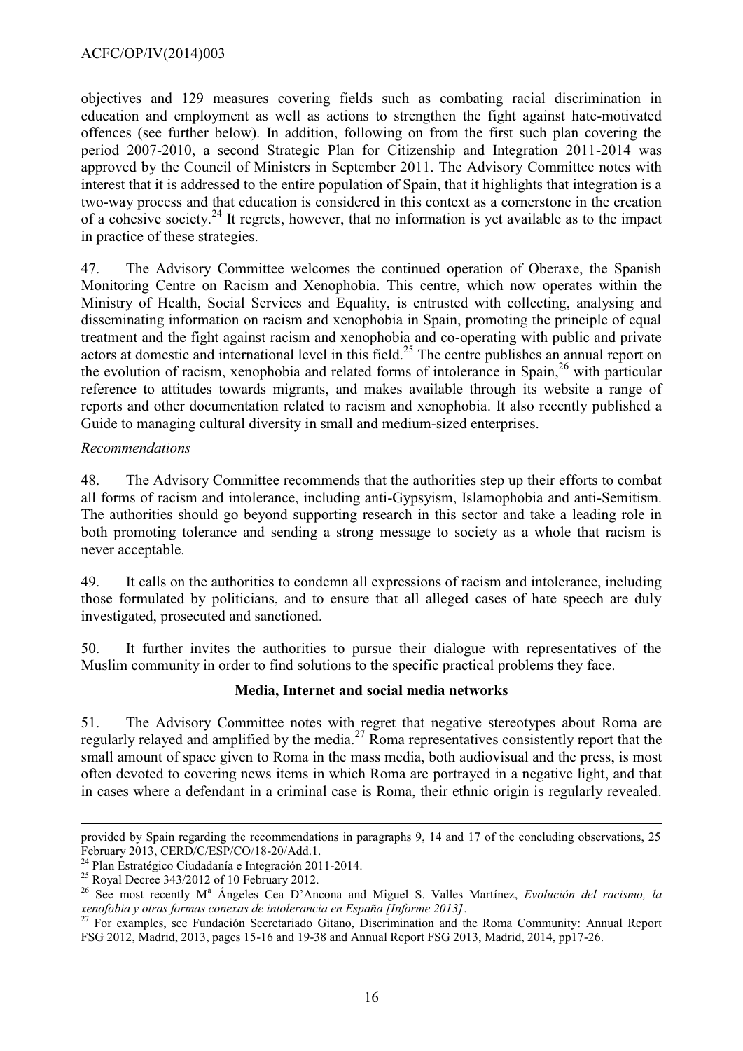objectives and 129 measures covering fields such as combating racial discrimination in education and employment as well as actions to strengthen the fight against hate-motivated offences (see further below). In addition, following on from the first such plan covering the period 2007-2010, a second Strategic Plan for Citizenship and Integration 2011-2014 was approved by the Council of Ministers in September 2011. The Advisory Committee notes with interest that it is addressed to the entire population of Spain, that it highlights that integration is a two-way process and that education is considered in this context as a cornerstone in the creation of a cohesive society.[24] It regrets, however, that no information is yet available as to the impact in practice of these strategies.

47. The Advisory Committee welcomes the continued operation of Oberaxe, the Spanish Monitoring Centre on Racism and Xenophobia. This centre, which now operates within the Ministry of Health, Social Services and Equality, is entrusted with collecting, analysing and disseminating information on racism and xenophobia in Spain, promoting the principle of equal treatment and the fight against racism and xenophobia and co-operating with public and private actors at domestic and international level in this field.[25] The centre publishes an annual report on the evolution of racism, xenophobia and related forms of intolerance in Spain,[26] with particular reference to attitudes towards migrants, and makes available through its website a range of reports and other documentation related to racism and xenophobia. It also recently published a Guide to managing cultural diversity in small and medium-sized enterprises.

*Recommendations*

48. The Advisory Committee recommends that the authorities step up their efforts to combat all forms of racism and intolerance, including anti-Gypsyism, Islamophobia and anti-Semitism. The authorities should go beyond supporting research in this sector and take a leading role in both promoting tolerance and sending a strong message to society as a whole that racism is never acceptable.

49. It calls on the authorities to condemn all expressions of racism and intolerance, including those formulated by politicians, and to ensure that all alleged cases of hate speech are duly investigated, prosecuted and sanctioned.

50. It further invites the authorities to pursue their dialogue with representatives of the Muslim community in order to find solutions to the specific practical problems they face.

**Media, Internet and social media networks**

51. The Advisory Committee notes with regret that negative stereotypes about Roma are regularly relayed and amplified by the media.[27] Roma representatives consistently report that the small amount of space given to Roma in the mass media, both audiovisual and the press, is most often devoted to covering news items in which Roma are portrayed in a negative light, and that in cases where a defendant in a criminal case is Roma, their ethnic origin is regularly revealed.

---

provided by Spain regarding the recommendations in paragraphs 9, 14 and 17 of the concluding observations, 25 February 2013, CERD/C/ESP/CO/18-20/Add.1.

[24] Plan Estratégico Ciudadanía e Integración 2011-2014.

[25] Royal Decree 343/2012 of 10 February 2012.

[26] See most recently Mª Ángeles Cea D'Ancona and Miguel S. Valles Martínez, *Evolución del racismo, la xenofobia y otras formas conexas de intolerancia en España [Informe 2013]*.

[27] For examples, see Fundación Secretariado Gitano, Discrimination and the Roma Community: Annual Report FSG 2012, Madrid, 2013, pages 15-16 and 19-38 and Annual Report FSG 2013, Madrid, 2014, pp17-26.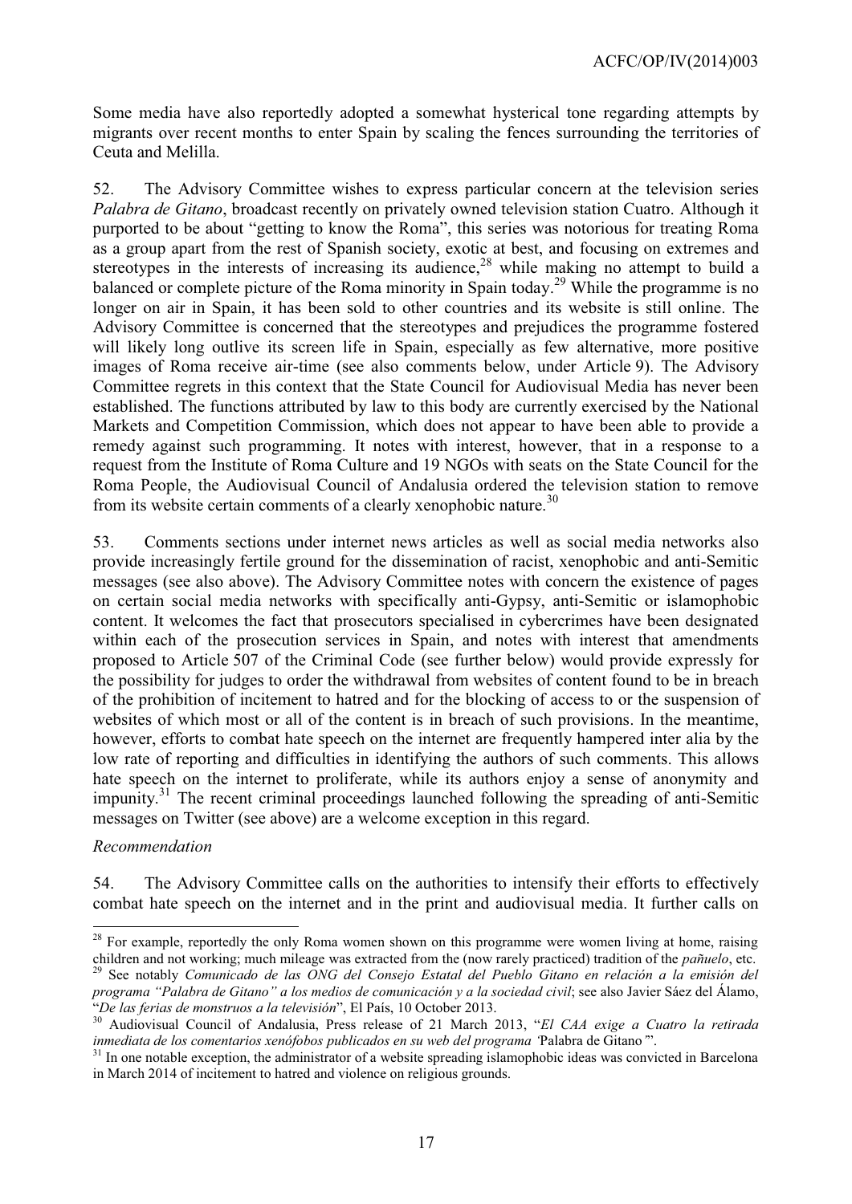Some media have also reportedly adopted a somewhat hysterical tone regarding attempts by migrants over recent months to enter Spain by scaling the fences surrounding the territories of Ceuta and Melilla.

52. The Advisory Committee wishes to express particular concern at the television series *Palabra de Gitano*, broadcast recently on privately owned television station Cuatro. Although it purported to be about "getting to know the Roma", this series was notorious for treating Roma as a group apart from the rest of Spanish society, exotic at best, and focusing on extremes and stereotypes in the interests of increasing its audience,[28] while making no attempt to build a balanced or complete picture of the Roma minority in Spain today.[29] While the programme is no longer on air in Spain, it has been sold to other countries and its website is still online. The Advisory Committee is concerned that the stereotypes and prejudices the programme fostered will likely long outlive its screen life in Spain, especially as few alternative, more positive images of Roma receive air-time (see also comments below, under Article 9). The Advisory Committee regrets in this context that the State Council for Audiovisual Media has never been established. The functions attributed by law to this body are currently exercised by the National Markets and Competition Commission, which does not appear to have been able to provide a remedy against such programming. It notes with interest, however, that in a response to a request from the Institute of Roma Culture and 19 NGOs with seats on the State Council for the Roma People, the Audiovisual Council of Andalusia ordered the television station to remove from its website certain comments of a clearly xenophobic nature.[30]

53. Comments sections under internet news articles as well as social media networks also provide increasingly fertile ground for the dissemination of racist, xenophobic and anti-Semitic messages (see also above). The Advisory Committee notes with concern the existence of pages on certain social media networks with specifically anti-Gypsy, anti-Semitic or islamophobic content. It welcomes the fact that prosecutors specialised in cybercrimes have been designated within each of the prosecution services in Spain, and notes with interest that amendments proposed to Article 507 of the Criminal Code (see further below) would provide expressly for the possibility for judges to order the withdrawal from websites of content found to be in breach of the prohibition of incitement to hatred and for the blocking of access to or the suspension of websites of which most or all of the content is in breach of such provisions. In the meantime, however, efforts to combat hate speech on the internet are frequently hampered inter alia by the low rate of reporting and difficulties in identifying the authors of such comments. This allows hate speech on the internet to proliferate, while its authors enjoy a sense of anonymity and impunity.[31] The recent criminal proceedings launched following the spreading of anti-Semitic messages on Twitter (see above) are a welcome exception in this regard.

*Recommendation*

54. The Advisory Committee calls on the authorities to intensify their efforts to effectively combat hate speech on the internet and in the print and audiovisual media. It further calls on

---

[28] For example, reportedly the only Roma women shown on this programme were women living at home, raising children and not working; much mileage was extracted from the (now rarely practiced) tradition of the *pañuelo*, etc.

[29] See notably *Comunicado de las ONG del Consejo Estatal del Pueblo Gitano en relación a la emisión del programa "Palabra de Gitano" a los medios de comunicación y a la sociedad civil*; see also Javier Sáez del Álamo, "*De las ferias de monstruos a la televisión*", El País, 10 October 2013.

[30] Audiovisual Council of Andalusia, Press release of 21 March 2013, "*El CAA exige a Cuatro la retirada inmediata de los comentarios xenófobos publicados en su web del programa '*Palabra de Gitano*'*".

[31] In one notable exception, the administrator of a website spreading islamophobic ideas was convicted in Barcelona in March 2014 of incitement to hatred and violence on religious grounds.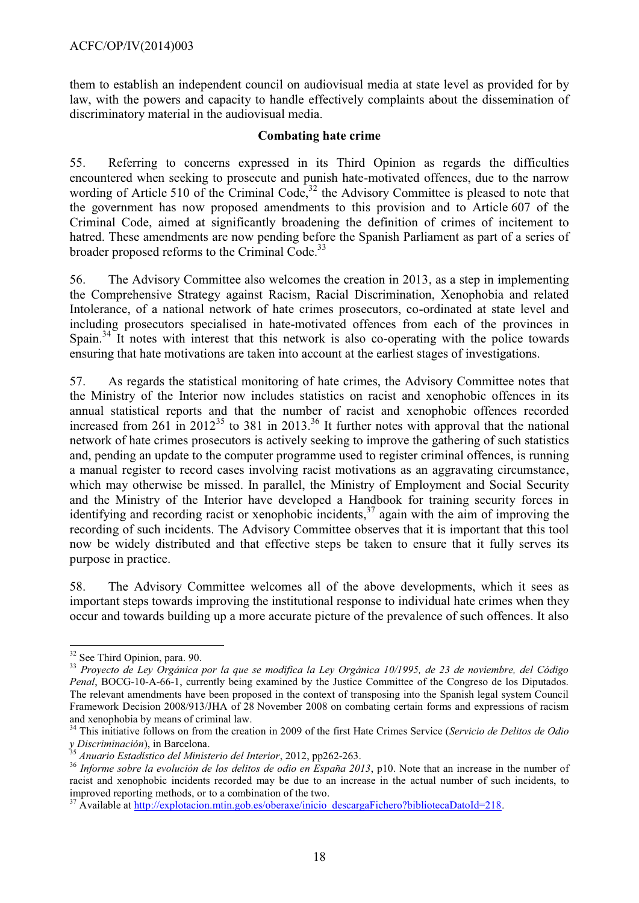them to establish an independent council on audiovisual media at state level as provided for by law, with the powers and capacity to handle effectively complaints about the dissemination of discriminatory material in the audiovisual media.

### Combating hate crime

55. Referring to concerns expressed in its Third Opinion as regards the difficulties encountered when seeking to prosecute and punish hate-motivated offences, due to the narrow wording of Article 510 of the Criminal Code,[32] the Advisory Committee is pleased to note that the government has now proposed amendments to this provision and to Article 607 of the Criminal Code, aimed at significantly broadening the definition of crimes of incitement to hatred. These amendments are now pending before the Spanish Parliament as part of a series of broader proposed reforms to the Criminal Code.[33]

56. The Advisory Committee also welcomes the creation in 2013, as a step in implementing the Comprehensive Strategy against Racism, Racial Discrimination, Xenophobia and related Intolerance, of a national network of hate crimes prosecutors, co-ordinated at state level and including prosecutors specialised in hate-motivated offences from each of the provinces in Spain.[34] It notes with interest that this network is also co-operating with the police towards ensuring that hate motivations are taken into account at the earliest stages of investigations.

57. As regards the statistical monitoring of hate crimes, the Advisory Committee notes that the Ministry of the Interior now includes statistics on racist and xenophobic offences in its annual statistical reports and that the number of racist and xenophobic offences recorded increased from 261 in 2012[35] to 381 in 2013.[36] It further notes with approval that the national network of hate crimes prosecutors is actively seeking to improve the gathering of such statistics and, pending an update to the computer programme used to register criminal offences, is running a manual register to record cases involving racist motivations as an aggravating circumstance, which may otherwise be missed. In parallel, the Ministry of Employment and Social Security and the Ministry of the Interior have developed a Handbook for training security forces in identifying and recording racist or xenophobic incidents,[37] again with the aim of improving the recording of such incidents. The Advisory Committee observes that it is important that this tool now be widely distributed and that effective steps be taken to ensure that it fully serves its purpose in practice.

58. The Advisory Committee welcomes all of the above developments, which it sees as important steps towards improving the institutional response to individual hate crimes when they occur and towards building up a more accurate picture of the prevalence of such offences. It also

---

[32] See Third Opinion, para. 90.

[33] *Proyecto de Ley Orgánica por la que se modifica la Ley Orgánica 10/1995, de 23 de noviembre, del Código Penal*, BOCG-10-A-66-1, currently being examined by the Justice Committee of the Congreso de los Diputados. The relevant amendments have been proposed in the context of transposing into the Spanish legal system Council Framework Decision 2008/913/JHA of 28 November 2008 on combating certain forms and expressions of racism and xenophobia by means of criminal law.

[34] This initiative follows on from the creation in 2009 of the first Hate Crimes Service (*Servicio de Delitos de Odio y Discriminación*), in Barcelona.

[35] *Anuario Estadístico del Ministerio del Interior*, 2012, pp262-263.

[36] *Informe sobre la evolución de los delitos de odio en España 2013*, p10. Note that an increase in the number of racist and xenophobic incidents recorded may be due to an increase in the actual number of such incidents, to improved reporting methods, or to a combination of the two.

[37] Available at http://explotacion.mtin.gob.es/oberaxe/inicio_descargaFichero?bibliotecaDatoId=218.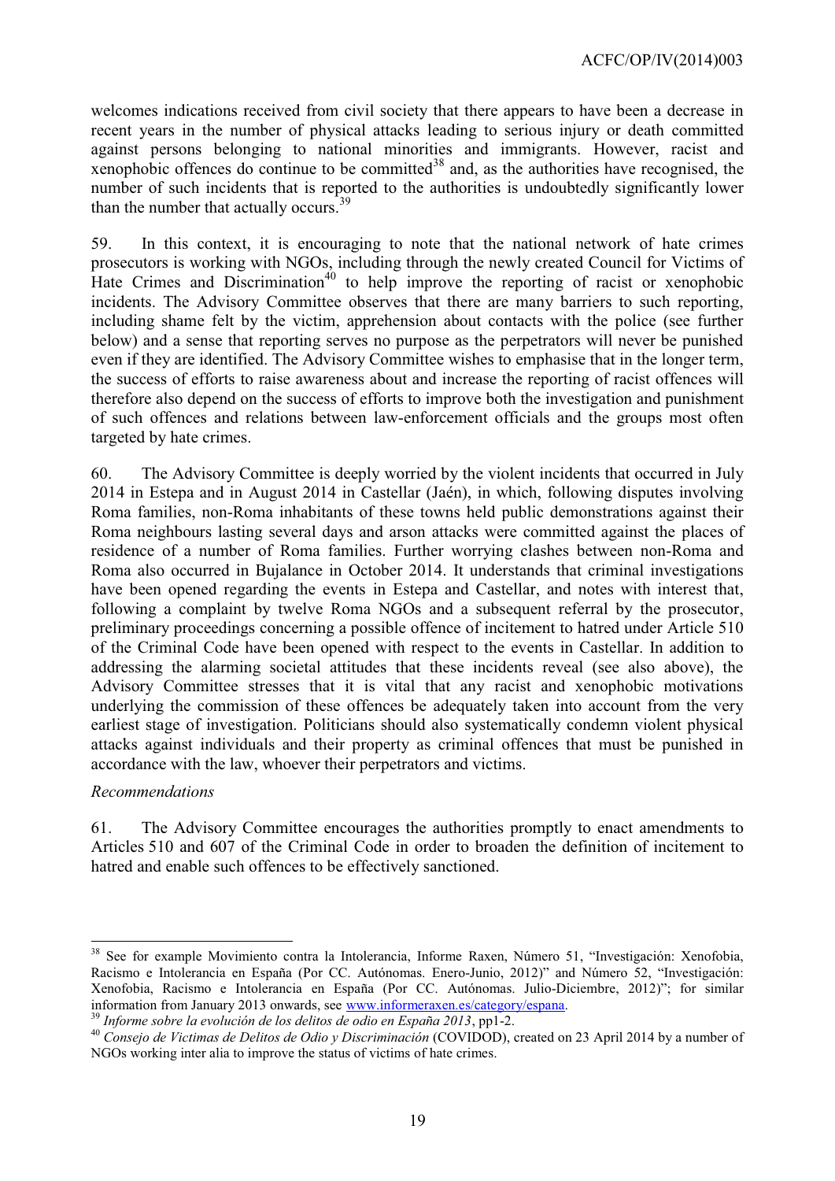welcomes indications received from civil society that there appears to have been a decrease in recent years in the number of physical attacks leading to serious injury or death committed against persons belonging to national minorities and immigrants. However, racist and xenophobic offences do continue to be committed[38] and, as the authorities have recognised, the number of such incidents that is reported to the authorities is undoubtedly significantly lower than the number that actually occurs.[39]

59. In this context, it is encouraging to note that the national network of hate crimes prosecutors is working with NGOs, including through the newly created Council for Victims of Hate Crimes and Discrimination[40] to help improve the reporting of racist or xenophobic incidents. The Advisory Committee observes that there are many barriers to such reporting, including shame felt by the victim, apprehension about contacts with the police (see further below) and a sense that reporting serves no purpose as the perpetrators will never be punished even if they are identified. The Advisory Committee wishes to emphasise that in the longer term, the success of efforts to raise awareness about and increase the reporting of racist offences will therefore also depend on the success of efforts to improve both the investigation and punishment of such offences and relations between law-enforcement officials and the groups most often targeted by hate crimes.

60. The Advisory Committee is deeply worried by the violent incidents that occurred in July 2014 in Estepa and in August 2014 in Castellar (Jaén), in which, following disputes involving Roma families, non-Roma inhabitants of these towns held public demonstrations against their Roma neighbours lasting several days and arson attacks were committed against the places of residence of a number of Roma families. Further worrying clashes between non-Roma and Roma also occurred in Bujalance in October 2014. It understands that criminal investigations have been opened regarding the events in Estepa and Castellar, and notes with interest that, following a complaint by twelve Roma NGOs and a subsequent referral by the prosecutor, preliminary proceedings concerning a possible offence of incitement to hatred under Article 510 of the Criminal Code have been opened with respect to the events in Castellar. In addition to addressing the alarming societal attitudes that these incidents reveal (see also above), the Advisory Committee stresses that it is vital that any racist and xenophobic motivations underlying the commission of these offences be adequately taken into account from the very earliest stage of investigation. Politicians should also systematically condemn violent physical attacks against individuals and their property as criminal offences that must be punished in accordance with the law, whoever their perpetrators and victims.

*Recommendations*

61. The Advisory Committee encourages the authorities promptly to enact amendments to Articles 510 and 607 of the Criminal Code in order to broaden the definition of incitement to hatred and enable such offences to be effectively sanctioned.

---

[38] See for example Movimiento contra la Intolerancia, Informe Raxen, Número 51, "Investigación: Xenofobia, Racismo e Intolerancia en España (Por CC. Autónomas. Enero-Junio, 2012)" and Número 52, "Investigación: Xenofobia, Racismo e Intolerancia en España (Por CC. Autónomas. Julio-Diciembre, 2012)"; for similar information from January 2013 onwards, see www.informeraxen.es/category/espana.

[39] *Informe sobre la evolución de los delitos de odio en España 2013*, pp1-2.

[40] *Consejo de Victimas de Delitos de Odio y Discriminación* (COVIDOD), created on 23 April 2014 by a number of NGOs working inter alia to improve the status of victims of hate crimes.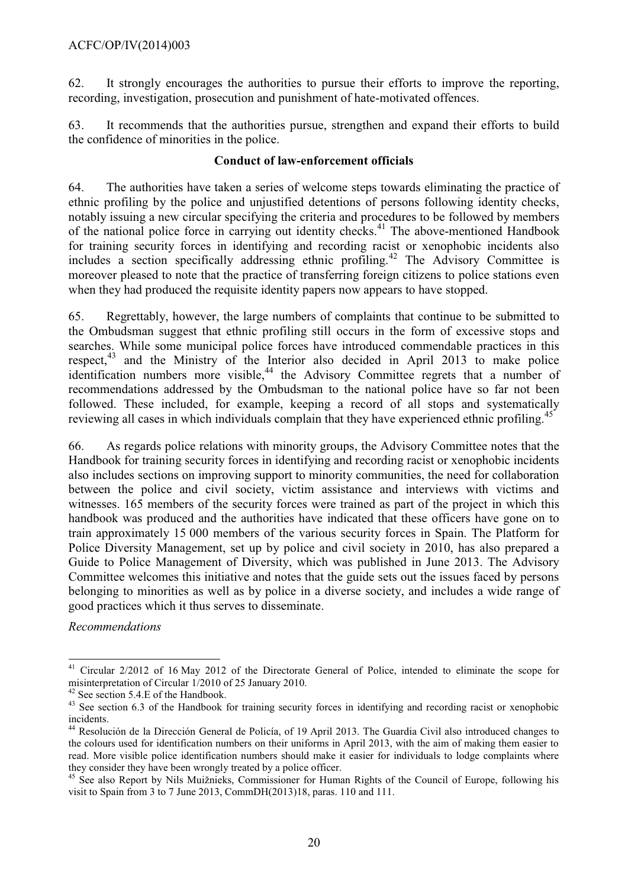62. It strongly encourages the authorities to pursue their efforts to improve the reporting, recording, investigation, prosecution and punishment of hate-motivated offences.

63. It recommends that the authorities pursue, strengthen and expand their efforts to build the confidence of minorities in the police.

**Conduct of law-enforcement officials**

64. The authorities have taken a series of welcome steps towards eliminating the practice of ethnic profiling by the police and unjustified detentions of persons following identity checks, notably issuing a new circular specifying the criteria and procedures to be followed by members of the national police force in carrying out identity checks.[41] The above-mentioned Handbook for training security forces in identifying and recording racist or xenophobic incidents also includes a section specifically addressing ethnic profiling.[42] The Advisory Committee is moreover pleased to note that the practice of transferring foreign citizens to police stations even when they had produced the requisite identity papers now appears to have stopped.

65. Regrettably, however, the large numbers of complaints that continue to be submitted to the Ombudsman suggest that ethnic profiling still occurs in the form of excessive stops and searches. While some municipal police forces have introduced commendable practices in this respect,[43] and the Ministry of the Interior also decided in April 2013 to make police identification numbers more visible,[44] the Advisory Committee regrets that a number of recommendations addressed by the Ombudsman to the national police have so far not been followed. These included, for example, keeping a record of all stops and systematically reviewing all cases in which individuals complain that they have experienced ethnic profiling.[45]

66. As regards police relations with minority groups, the Advisory Committee notes that the Handbook for training security forces in identifying and recording racist or xenophobic incidents also includes sections on improving support to minority communities, the need for collaboration between the police and civil society, victim assistance and interviews with victims and witnesses. 165 members of the security forces were trained as part of the project in which this handbook was produced and the authorities have indicated that these officers have gone on to train approximately 15 000 members of the various security forces in Spain. The Platform for Police Diversity Management, set up by police and civil society in 2010, has also prepared a Guide to Police Management of Diversity, which was published in June 2013. The Advisory Committee welcomes this initiative and notes that the guide sets out the issues faced by persons belonging to minorities as well as by police in a diverse society, and includes a wide range of good practices which it thus serves to disseminate.

*Recommendations*

---

[41] Circular 2/2012 of 16 May 2012 of the Directorate General of Police, intended to eliminate the scope for misinterpretation of Circular 1/2010 of 25 January 2010.

[42] See section 5.4.E of the Handbook.

[43] See section 6.3 of the Handbook for training security forces in identifying and recording racist or xenophobic incidents.

[44] Resolución de la Dirección General de Policía, of 19 April 2013. The Guardia Civil also introduced changes to the colours used for identification numbers on their uniforms in April 2013, with the aim of making them easier to read. More visible police identification numbers should make it easier for individuals to lodge complaints where they consider they have been wrongly treated by a police officer.

[45] See also Report by Nils Muižnieks, Commissioner for Human Rights of the Council of Europe, following his visit to Spain from 3 to 7 June 2013, CommDH(2013)18, paras. 110 and 111.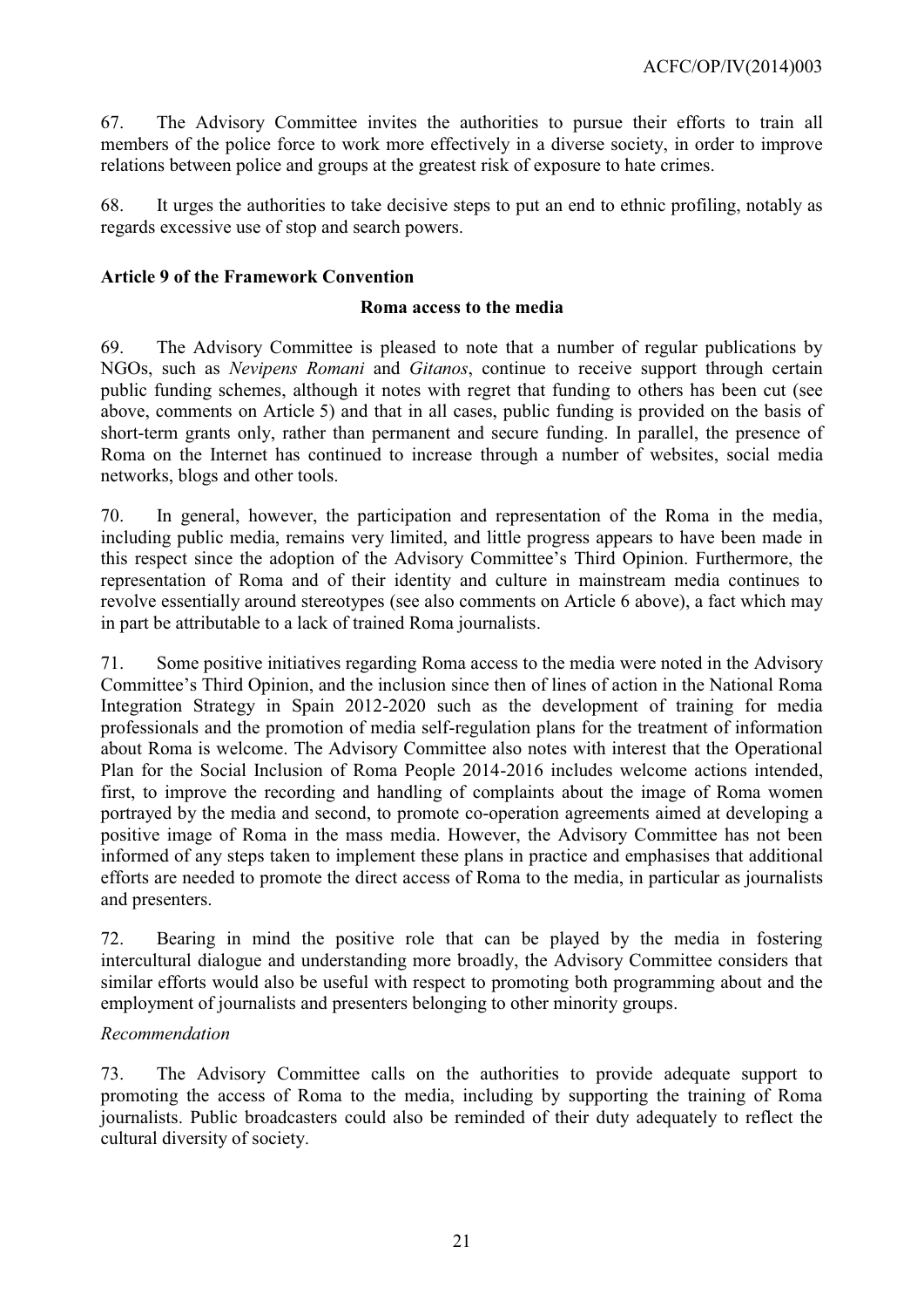67. The Advisory Committee invites the authorities to pursue their efforts to train all members of the police force to work more effectively in a diverse society, in order to improve relations between police and groups at the greatest risk of exposure to hate crimes.

68. It urges the authorities to take decisive steps to put an end to ethnic profiling, notably as regards excessive use of stop and search powers.

### Article 9 of the Framework Convention

#### Roma access to the media

69. The Advisory Committee is pleased to note that a number of regular publications by NGOs, such as *Nevipens Romani* and *Gitanos*, continue to receive support through certain public funding schemes, although it notes with regret that funding to others has been cut (see above, comments on Article 5) and that in all cases, public funding is provided on the basis of short-term grants only, rather than permanent and secure funding. In parallel, the presence of Roma on the Internet has continued to increase through a number of websites, social media networks, blogs and other tools.

70. In general, however, the participation and representation of the Roma in the media, including public media, remains very limited, and little progress appears to have been made in this respect since the adoption of the Advisory Committee's Third Opinion. Furthermore, the representation of Roma and of their identity and culture in mainstream media continues to revolve essentially around stereotypes (see also comments on Article 6 above), a fact which may in part be attributable to a lack of trained Roma journalists.

71. Some positive initiatives regarding Roma access to the media were noted in the Advisory Committee's Third Opinion, and the inclusion since then of lines of action in the National Roma Integration Strategy in Spain 2012-2020 such as the development of training for media professionals and the promotion of media self-regulation plans for the treatment of information about Roma is welcome. The Advisory Committee also notes with interest that the Operational Plan for the Social Inclusion of Roma People 2014-2016 includes welcome actions intended, first, to improve the recording and handling of complaints about the image of Roma women portrayed by the media and second, to promote co-operation agreements aimed at developing a positive image of Roma in the mass media. However, the Advisory Committee has not been informed of any steps taken to implement these plans in practice and emphasises that additional efforts are needed to promote the direct access of Roma to the media, in particular as journalists and presenters.

72. Bearing in mind the positive role that can be played by the media in fostering intercultural dialogue and understanding more broadly, the Advisory Committee considers that similar efforts would also be useful with respect to promoting both programming about and the employment of journalists and presenters belonging to other minority groups.

*Recommendation*

73. The Advisory Committee calls on the authorities to provide adequate support to promoting the access of Roma to the media, including by supporting the training of Roma journalists. Public broadcasters could also be reminded of their duty adequately to reflect the cultural diversity of society.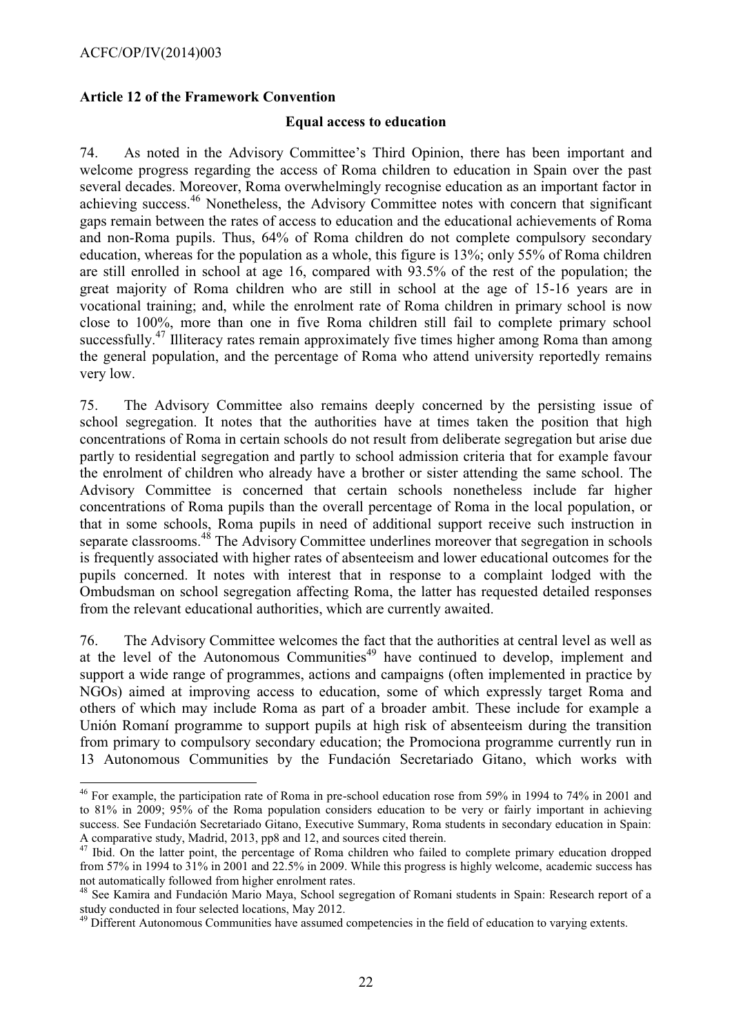## Article 12 of the Framework Convention

### Equal access to education

74. As noted in the Advisory Committee's Third Opinion, there has been important and welcome progress regarding the access of Roma children to education in Spain over the past several decades. Moreover, Roma overwhelmingly recognise education as an important factor in achieving success.[46] Nonetheless, the Advisory Committee notes with concern that significant gaps remain between the rates of access to education and the educational achievements of Roma and non-Roma pupils. Thus, 64% of Roma children do not complete compulsory secondary education, whereas for the population as a whole, this figure is 13%; only 55% of Roma children are still enrolled in school at age 16, compared with 93.5% of the rest of the population; the great majority of Roma children who are still in school at the age of 15-16 years are in vocational training; and, while the enrolment rate of Roma children in primary school is now close to 100%, more than one in five Roma children still fail to complete primary school successfully.[47] Illiteracy rates remain approximately five times higher among Roma than among the general population, and the percentage of Roma who attend university reportedly remains very low.

75. The Advisory Committee also remains deeply concerned by the persisting issue of school segregation. It notes that the authorities have at times taken the position that high concentrations of Roma in certain schools do not result from deliberate segregation but arise due partly to residential segregation and partly to school admission criteria that for example favour the enrolment of children who already have a brother or sister attending the same school. The Advisory Committee is concerned that certain schools nonetheless include far higher concentrations of Roma pupils than the overall percentage of Roma in the local population, or that in some schools, Roma pupils in need of additional support receive such instruction in separate classrooms.[48] The Advisory Committee underlines moreover that segregation in schools is frequently associated with higher rates of absenteeism and lower educational outcomes for the pupils concerned. It notes with interest that in response to a complaint lodged with the Ombudsman on school segregation affecting Roma, the latter has requested detailed responses from the relevant educational authorities, which are currently awaited.

76. The Advisory Committee welcomes the fact that the authorities at central level as well as at the level of the Autonomous Communities[49] have continued to develop, implement and support a wide range of programmes, actions and campaigns (often implemented in practice by NGOs) aimed at improving access to education, some of which expressly target Roma and others of which may include Roma as part of a broader ambit. These include for example a Unión Romaní programme to support pupils at high risk of absenteeism during the transition from primary to compulsory secondary education; the Promociona programme currently run in 13 Autonomous Communities by the Fundación Secretariado Gitano, which works with

---

[46] For example, the participation rate of Roma in pre-school education rose from 59% in 1994 to 74% in 2001 and to 81% in 2009; 95% of the Roma population considers education to be very or fairly important in achieving success. See Fundación Secretariado Gitano, Executive Summary, Roma students in secondary education in Spain: A comparative study, Madrid, 2013, pp8 and 12, and sources cited therein.

[47] Ibid. On the latter point, the percentage of Roma children who failed to complete primary education dropped from 57% in 1994 to 31% in 2001 and 22.5% in 2009. While this progress is highly welcome, academic success has not automatically followed from higher enrolment rates.

[48] See Kamira and Fundación Mario Maya, School segregation of Romani students in Spain: Research report of a study conducted in four selected locations, May 2012.

[49] Different Autonomous Communities have assumed competencies in the field of education to varying extents.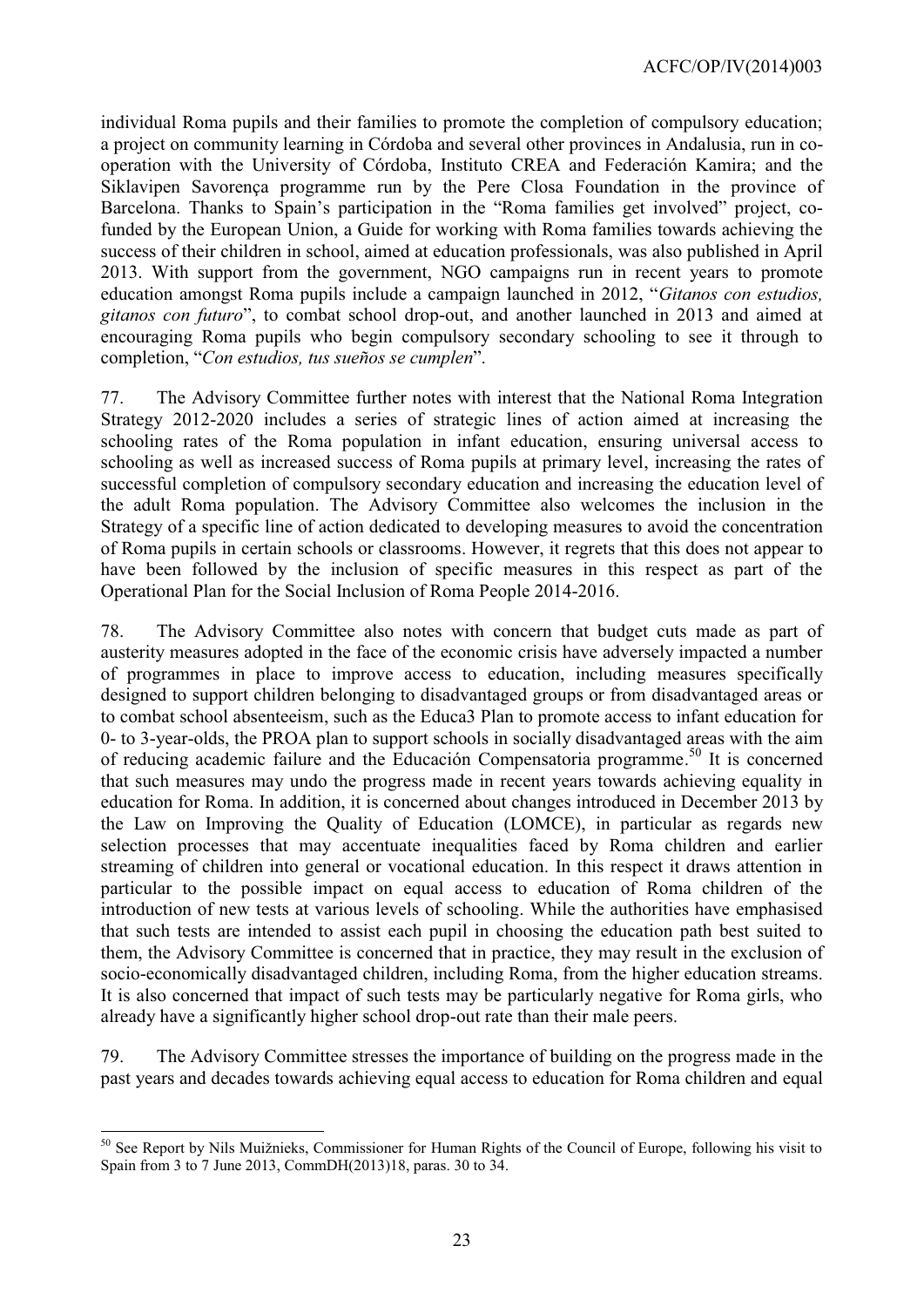individual Roma pupils and their families to promote the completion of compulsory education; a project on community learning in Córdoba and several other provinces in Andalusia, run in co-operation with the University of Córdoba, Instituto CREA and Federación Kamira; and the Siklavipen Savorença programme run by the Pere Closa Foundation in the province of Barcelona. Thanks to Spain's participation in the "Roma families get involved" project, co-funded by the European Union, a Guide for working with Roma families towards achieving the success of their children in school, aimed at education professionals, was also published in April 2013. With support from the government, NGO campaigns run in recent years to promote education amongst Roma pupils include a campaign launched in 2012, "*Gitanos con estudios, gitanos con futuro*", to combat school drop-out, and another launched in 2013 and aimed at encouraging Roma pupils who begin compulsory secondary schooling to see it through to completion, "*Con estudios, tus sueños se cumplen*".

77. The Advisory Committee further notes with interest that the National Roma Integration Strategy 2012-2020 includes a series of strategic lines of action aimed at increasing the schooling rates of the Roma population in infant education, ensuring universal access to schooling as well as increased success of Roma pupils at primary level, increasing the rates of successful completion of compulsory secondary education and increasing the education level of the adult Roma population. The Advisory Committee also welcomes the inclusion in the Strategy of a specific line of action dedicated to developing measures to avoid the concentration of Roma pupils in certain schools or classrooms. However, it regrets that this does not appear to have been followed by the inclusion of specific measures in this respect as part of the Operational Plan for the Social Inclusion of Roma People 2014-2016.

78. The Advisory Committee also notes with concern that budget cuts made as part of austerity measures adopted in the face of the economic crisis have adversely impacted a number of programmes in place to improve access to education, including measures specifically designed to support children belonging to disadvantaged groups or from disadvantaged areas or to combat school absenteeism, such as the Educa3 Plan to promote access to infant education for 0- to 3-year-olds, the PROA plan to support schools in socially disadvantaged areas with the aim of reducing academic failure and the Educación Compensatoria programme.[50] It is concerned that such measures may undo the progress made in recent years towards achieving equality in education for Roma. In addition, it is concerned about changes introduced in December 2013 by the Law on Improving the Quality of Education (LOMCE), in particular as regards new selection processes that may accentuate inequalities faced by Roma children and earlier streaming of children into general or vocational education. In this respect it draws attention in particular to the possible impact on equal access to education of Roma children of the introduction of new tests at various levels of schooling. While the authorities have emphasised that such tests are intended to assist each pupil in choosing the education path best suited to them, the Advisory Committee is concerned that in practice, they may result in the exclusion of socio-economically disadvantaged children, including Roma, from the higher education streams. It is also concerned that impact of such tests may be particularly negative for Roma girls, who already have a significantly higher school drop-out rate than their male peers.

79. The Advisory Committee stresses the importance of building on the progress made in the past years and decades towards achieving equal access to education for Roma children and equal

---

[50] See Report by Nils Muižnieks, Commissioner for Human Rights of the Council of Europe, following his visit to Spain from 3 to 7 June 2013, CommDH(2013)18, paras. 30 to 34.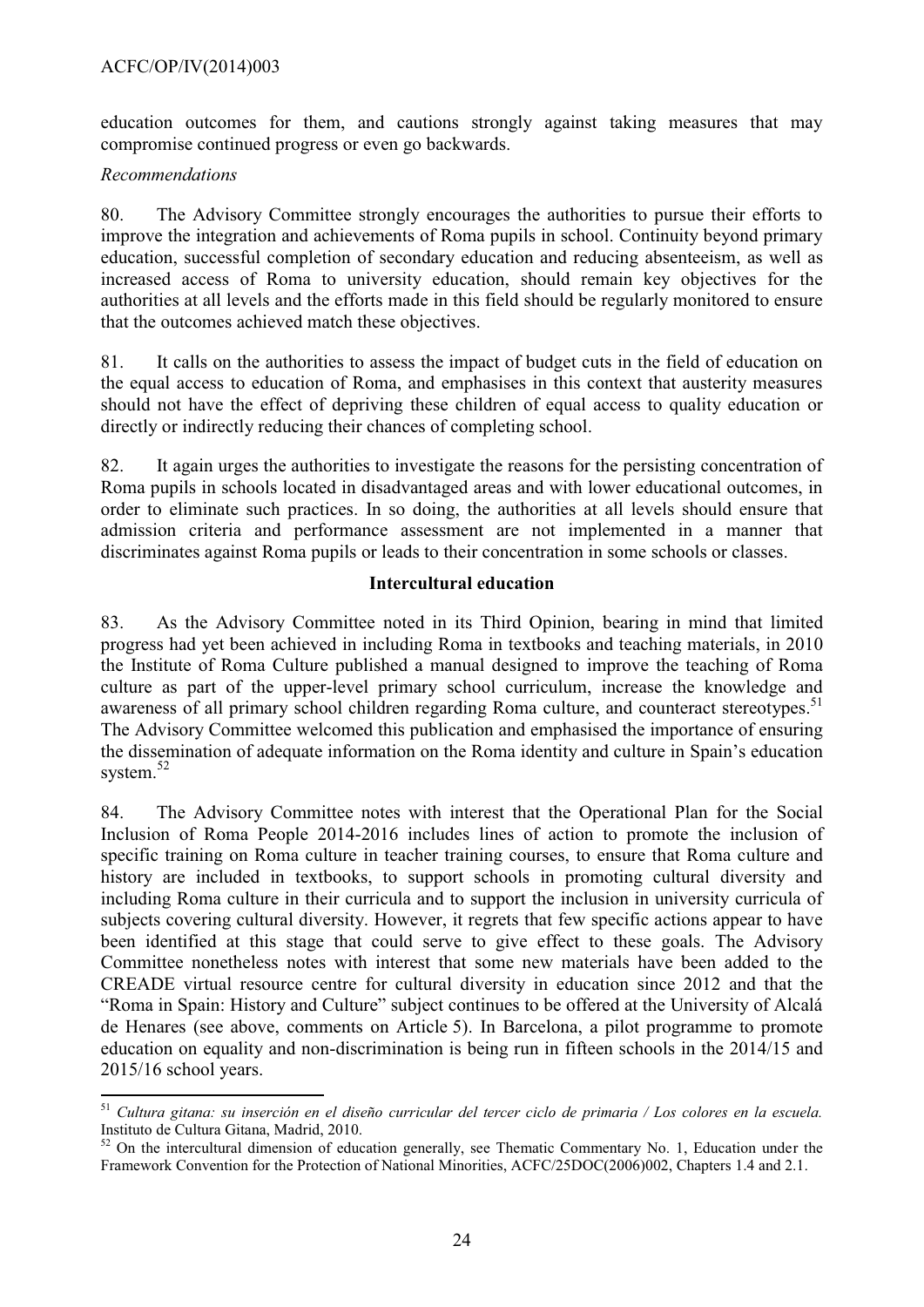education outcomes for them, and cautions strongly against taking measures that may compromise continued progress or even go backwards.

*Recommendations*

80. The Advisory Committee strongly encourages the authorities to pursue their efforts to improve the integration and achievements of Roma pupils in school. Continuity beyond primary education, successful completion of secondary education and reducing absenteeism, as well as increased access of Roma to university education, should remain key objectives for the authorities at all levels and the efforts made in this field should be regularly monitored to ensure that the outcomes achieved match these objectives.

81. It calls on the authorities to assess the impact of budget cuts in the field of education on the equal access to education of Roma, and emphasises in this context that austerity measures should not have the effect of depriving these children of equal access to quality education or directly or indirectly reducing their chances of completing school.

82. It again urges the authorities to investigate the reasons for the persisting concentration of Roma pupils in schools located in disadvantaged areas and with lower educational outcomes, in order to eliminate such practices. In so doing, the authorities at all levels should ensure that admission criteria and performance assessment are not implemented in a manner that discriminates against Roma pupils or leads to their concentration in some schools or classes.

**Intercultural education**

83. As the Advisory Committee noted in its Third Opinion, bearing in mind that limited progress had yet been achieved in including Roma in textbooks and teaching materials, in 2010 the Institute of Roma Culture published a manual designed to improve the teaching of Roma culture as part of the upper-level primary school curriculum, increase the knowledge and awareness of all primary school children regarding Roma culture, and counteract stereotypes.[51] The Advisory Committee welcomed this publication and emphasised the importance of ensuring the dissemination of adequate information on the Roma identity and culture in Spain's education system.[52]

84. The Advisory Committee notes with interest that the Operational Plan for the Social Inclusion of Roma People 2014-2016 includes lines of action to promote the inclusion of specific training on Roma culture in teacher training courses, to ensure that Roma culture and history are included in textbooks, to support schools in promoting cultural diversity and including Roma culture in their curricula and to support the inclusion in university curricula of subjects covering cultural diversity. However, it regrets that few specific actions appear to have been identified at this stage that could serve to give effect to these goals. The Advisory Committee nonetheless notes with interest that some new materials have been added to the CREADE virtual resource centre for cultural diversity in education since 2012 and that the "Roma in Spain: History and Culture" subject continues to be offered at the University of Alcalá de Henares (see above, comments on Article 5). In Barcelona, a pilot programme to promote education on equality and non-discrimination is being run in fifteen schools in the 2014/15 and 2015/16 school years.

---

[51] *Cultura gitana: su inserción en el diseño curricular del tercer ciclo de primaria / Los colores en la escuela.* Instituto de Cultura Gitana, Madrid, 2010.

[52] On the intercultural dimension of education generally, see Thematic Commentary No. 1, Education under the Framework Convention for the Protection of National Minorities, ACFC/25DOC(2006)002, Chapters 1.4 and 2.1.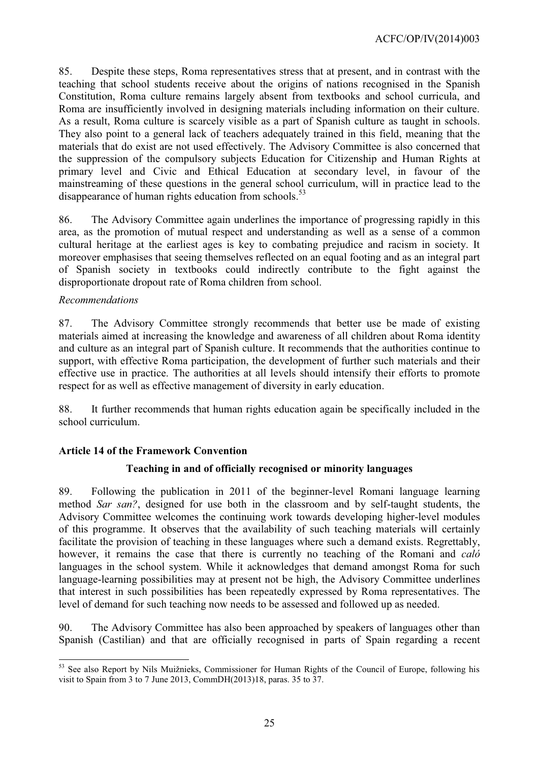85. Despite these steps, Roma representatives stress that at present, and in contrast with the teaching that school students receive about the origins of nations recognised in the Spanish Constitution, Roma culture remains largely absent from textbooks and school curricula, and Roma are insufficiently involved in designing materials including information on their culture. As a result, Roma culture is scarcely visible as a part of Spanish culture as taught in schools. They also point to a general lack of teachers adequately trained in this field, meaning that the materials that do exist are not used effectively. The Advisory Committee is also concerned that the suppression of the compulsory subjects Education for Citizenship and Human Rights at primary level and Civic and Ethical Education at secondary level, in favour of the mainstreaming of these questions in the general school curriculum, will in practice lead to the disappearance of human rights education from schools.[53]

86. The Advisory Committee again underlines the importance of progressing rapidly in this area, as the promotion of mutual respect and understanding as well as a sense of a common cultural heritage at the earliest ages is key to combating prejudice and racism in society. It moreover emphasises that seeing themselves reflected on an equal footing and as an integral part of Spanish society in textbooks could indirectly contribute to the fight against the disproportionate dropout rate of Roma children from school.

*Recommendations*

87. The Advisory Committee strongly recommends that better use be made of existing materials aimed at increasing the knowledge and awareness of all children about Roma identity and culture as an integral part of Spanish culture. It recommends that the authorities continue to support, with effective Roma participation, the development of further such materials and their effective use in practice. The authorities at all levels should intensify their efforts to promote respect for as well as effective management of diversity in early education.

88. It further recommends that human rights education again be specifically included in the school curriculum.

## Article 14 of the Framework Convention

### Teaching in and of officially recognised or minority languages

89. Following the publication in 2011 of the beginner-level Romani language learning method *Sar san?*, designed for use both in the classroom and by self-taught students, the Advisory Committee welcomes the continuing work towards developing higher-level modules of this programme. It observes that the availability of such teaching materials will certainly facilitate the provision of teaching in these languages where such a demand exists. Regrettably, however, it remains the case that there is currently no teaching of the Romani and *caló* languages in the school system. While it acknowledges that demand amongst Roma for such language-learning possibilities may at present not be high, the Advisory Committee underlines that interest in such possibilities has been repeatedly expressed by Roma representatives. The level of demand for such teaching now needs to be assessed and followed up as needed.

90. The Advisory Committee has also been approached by speakers of languages other than Spanish (Castilian) and that are officially recognised in parts of Spain regarding a recent

---

[53] See also Report by Nils Muižnieks, Commissioner for Human Rights of the Council of Europe, following his visit to Spain from 3 to 7 June 2013, CommDH(2013)18, paras. 35 to 37.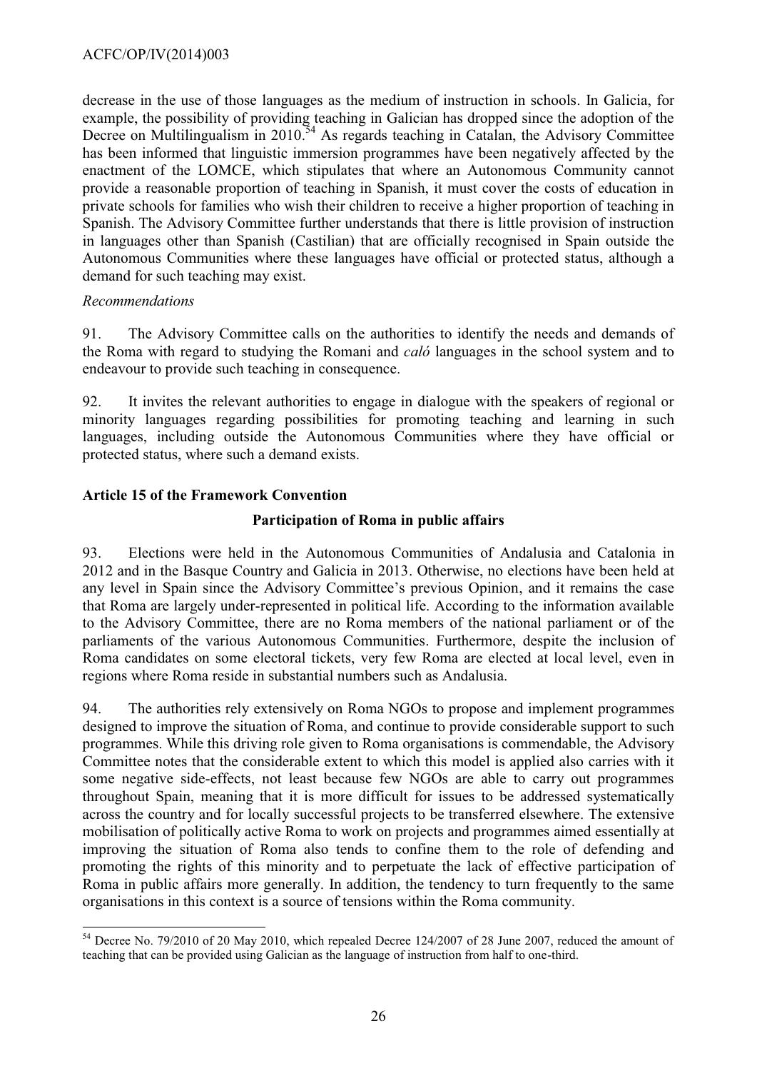decrease in the use of those languages as the medium of instruction in schools. In Galicia, for example, the possibility of providing teaching in Galician has dropped since the adoption of the Decree on Multilingualism in 2010.[54] As regards teaching in Catalan, the Advisory Committee has been informed that linguistic immersion programmes have been negatively affected by the enactment of the LOMCE, which stipulates that where an Autonomous Community cannot provide a reasonable proportion of teaching in Spanish, it must cover the costs of education in private schools for families who wish their children to receive a higher proportion of teaching in Spanish. The Advisory Committee further understands that there is little provision of instruction in languages other than Spanish (Castilian) that are officially recognised in Spain outside the Autonomous Communities where these languages have official or protected status, although a demand for such teaching may exist.

*Recommendations*

91. The Advisory Committee calls on the authorities to identify the needs and demands of the Roma with regard to studying the Romani and *caló* languages in the school system and to endeavour to provide such teaching in consequence.

92. It invites the relevant authorities to engage in dialogue with the speakers of regional or minority languages regarding possibilities for promoting teaching and learning in such languages, including outside the Autonomous Communities where they have official or protected status, where such a demand exists.

## Article 15 of the Framework Convention

### Participation of Roma in public affairs

93. Elections were held in the Autonomous Communities of Andalusia and Catalonia in 2012 and in the Basque Country and Galicia in 2013. Otherwise, no elections have been held at any level in Spain since the Advisory Committee's previous Opinion, and it remains the case that Roma are largely under-represented in political life. According to the information available to the Advisory Committee, there are no Roma members of the national parliament or of the parliaments of the various Autonomous Communities. Furthermore, despite the inclusion of Roma candidates on some electoral tickets, very few Roma are elected at local level, even in regions where Roma reside in substantial numbers such as Andalusia.

94. The authorities rely extensively on Roma NGOs to propose and implement programmes designed to improve the situation of Roma, and continue to provide considerable support to such programmes. While this driving role given to Roma organisations is commendable, the Advisory Committee notes that the considerable extent to which this model is applied also carries with it some negative side-effects, not least because few NGOs are able to carry out programmes throughout Spain, meaning that it is more difficult for issues to be addressed systematically across the country and for locally successful projects to be transferred elsewhere. The extensive mobilisation of politically active Roma to work on projects and programmes aimed essentially at improving the situation of Roma also tends to confine them to the role of defending and promoting the rights of this minority and to perpetuate the lack of effective participation of Roma in public affairs more generally. In addition, the tendency to turn frequently to the same organisations in this context is a source of tensions within the Roma community.

[54] Decree No. 79/2010 of 20 May 2010, which repealed Decree 124/2007 of 28 June 2007, reduced the amount of teaching that can be provided using Galician as the language of instruction from half to one-third.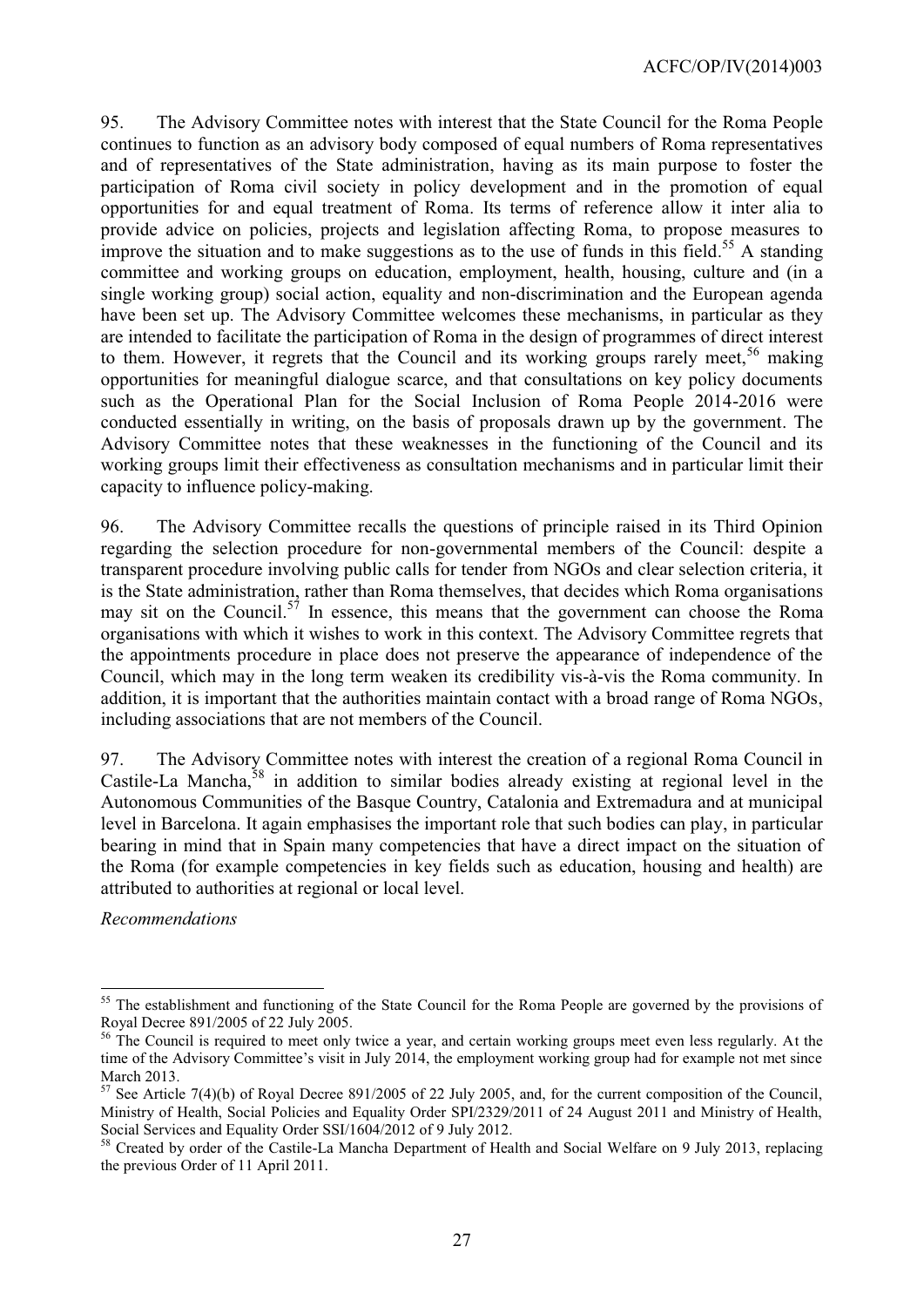95. The Advisory Committee notes with interest that the State Council for the Roma People continues to function as an advisory body composed of equal numbers of Roma representatives and of representatives of the State administration, having as its main purpose to foster the participation of Roma civil society in policy development and in the promotion of equal opportunities for and equal treatment of Roma. Its terms of reference allow it inter alia to provide advice on policies, projects and legislation affecting Roma, to propose measures to improve the situation and to make suggestions as to the use of funds in this field.[55] A standing committee and working groups on education, employment, health, housing, culture and (in a single working group) social action, equality and non-discrimination and the European agenda have been set up. The Advisory Committee welcomes these mechanisms, in particular as they are intended to facilitate the participation of Roma in the design of programmes of direct interest to them. However, it regrets that the Council and its working groups rarely meet,[56] making opportunities for meaningful dialogue scarce, and that consultations on key policy documents such as the Operational Plan for the Social Inclusion of Roma People 2014-2016 were conducted essentially in writing, on the basis of proposals drawn up by the government. The Advisory Committee notes that these weaknesses in the functioning of the Council and its working groups limit their effectiveness as consultation mechanisms and in particular limit their capacity to influence policy-making.

96. The Advisory Committee recalls the questions of principle raised in its Third Opinion regarding the selection procedure for non-governmental members of the Council: despite a transparent procedure involving public calls for tender from NGOs and clear selection criteria, it is the State administration, rather than Roma themselves, that decides which Roma organisations may sit on the Council.[57] In essence, this means that the government can choose the Roma organisations with which it wishes to work in this context. The Advisory Committee regrets that the appointments procedure in place does not preserve the appearance of independence of the Council, which may in the long term weaken its credibility vis-à-vis the Roma community. In addition, it is important that the authorities maintain contact with a broad range of Roma NGOs, including associations that are not members of the Council.

97. The Advisory Committee notes with interest the creation of a regional Roma Council in Castile-La Mancha,[58] in addition to similar bodies already existing at regional level in the Autonomous Communities of the Basque Country, Catalonia and Extremadura and at municipal level in Barcelona. It again emphasises the important role that such bodies can play, in particular bearing in mind that in Spain many competencies that have a direct impact on the situation of the Roma (for example competencies in key fields such as education, housing and health) are attributed to authorities at regional or local level.

*Recommendations*

---

[55] The establishment and functioning of the State Council for the Roma People are governed by the provisions of Royal Decree 891/2005 of 22 July 2005.

[56] The Council is required to meet only twice a year, and certain working groups meet even less regularly. At the time of the Advisory Committee's visit in July 2014, the employment working group had for example not met since March 2013.

[57] See Article 7(4)(b) of Royal Decree 891/2005 of 22 July 2005, and, for the current composition of the Council, Ministry of Health, Social Policies and Equality Order SPI/2329/2011 of 24 August 2011 and Ministry of Health, Social Services and Equality Order SSI/1604/2012 of 9 July 2012.

[58] Created by order of the Castile-La Mancha Department of Health and Social Welfare on 9 July 2013, replacing the previous Order of 11 April 2011.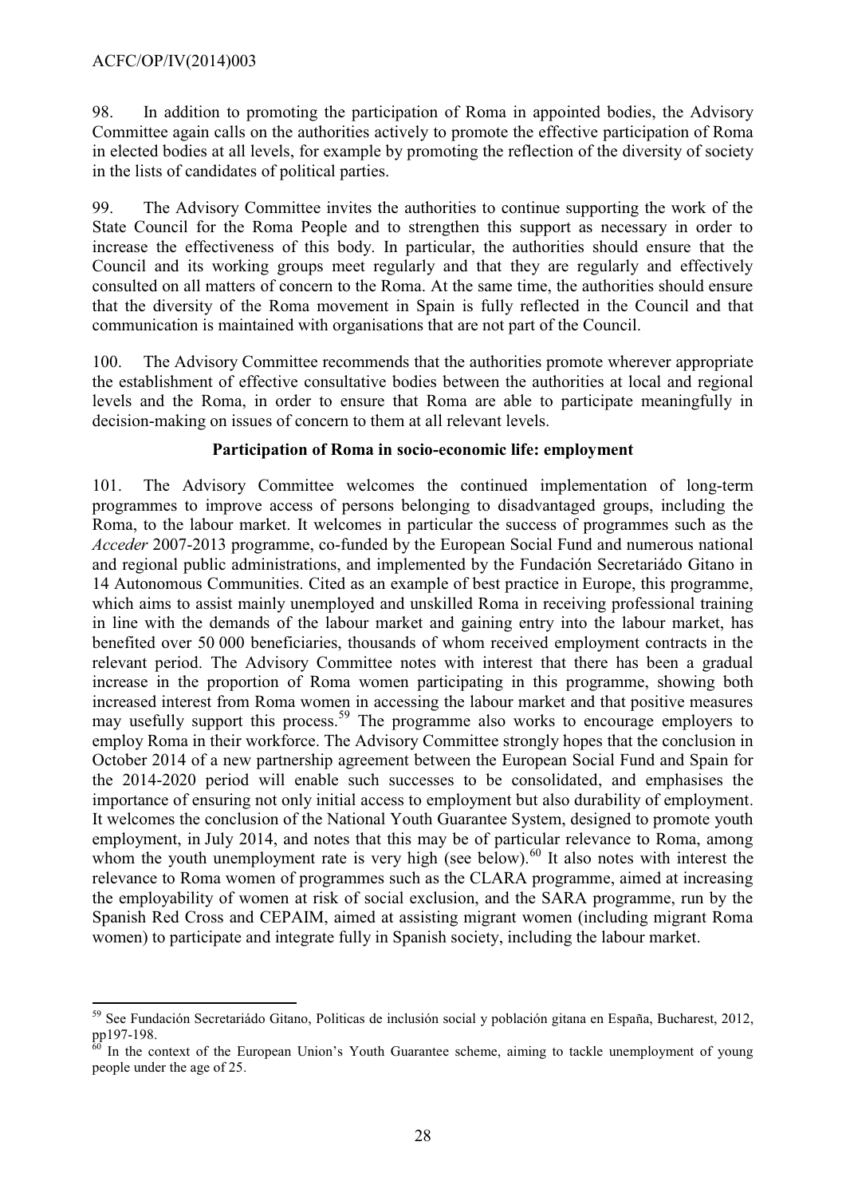98. In addition to promoting the participation of Roma in appointed bodies, the Advisory Committee again calls on the authorities actively to promote the effective participation of Roma in elected bodies at all levels, for example by promoting the reflection of the diversity of society in the lists of candidates of political parties.

99. The Advisory Committee invites the authorities to continue supporting the work of the State Council for the Roma People and to strengthen this support as necessary in order to increase the effectiveness of this body. In particular, the authorities should ensure that the Council and its working groups meet regularly and that they are regularly and effectively consulted on all matters of concern to the Roma. At the same time, the authorities should ensure that the diversity of the Roma movement in Spain is fully reflected in the Council and that communication is maintained with organisations that are not part of the Council.

100. The Advisory Committee recommends that the authorities promote wherever appropriate the establishment of effective consultative bodies between the authorities at local and regional levels and the Roma, in order to ensure that Roma are able to participate meaningfully in decision-making on issues of concern to them at all relevant levels.

### Participation of Roma in socio-economic life: employment

101. The Advisory Committee welcomes the continued implementation of long-term programmes to improve access of persons belonging to disadvantaged groups, including the Roma, to the labour market. It welcomes in particular the success of programmes such as the *Acceder* 2007-2013 programme, co-funded by the European Social Fund and numerous national and regional public administrations, and implemented by the Fundación Secretariádo Gitano in 14 Autonomous Communities. Cited as an example of best practice in Europe, this programme, which aims to assist mainly unemployed and unskilled Roma in receiving professional training in line with the demands of the labour market and gaining entry into the labour market, has benefited over 50 000 beneficiaries, thousands of whom received employment contracts in the relevant period. The Advisory Committee notes with interest that there has been a gradual increase in the proportion of Roma women participating in this programme, showing both increased interest from Roma women in accessing the labour market and that positive measures may usefully support this process.[59] The programme also works to encourage employers to employ Roma in their workforce. The Advisory Committee strongly hopes that the conclusion in October 2014 of a new partnership agreement between the European Social Fund and Spain for the 2014-2020 period will enable such successes to be consolidated, and emphasises the importance of ensuring not only initial access to employment but also durability of employment. It welcomes the conclusion of the National Youth Guarantee System, designed to promote youth employment, in July 2014, and notes that this may be of particular relevance to Roma, among whom the youth unemployment rate is very high (see below).[60] It also notes with interest the relevance to Roma women of programmes such as the CLARA programme, aimed at increasing the employability of women at risk of social exclusion, and the SARA programme, run by the Spanish Red Cross and CEPAIM, aimed at assisting migrant women (including migrant Roma women) to participate and integrate fully in Spanish society, including the labour market.

---

[59] See Fundación Secretariádo Gitano, Politicas de inclusión social y población gitana en España, Bucharest, 2012, pp197-198.

[60] In the context of the European Union's Youth Guarantee scheme, aiming to tackle unemployment of young people under the age of 25.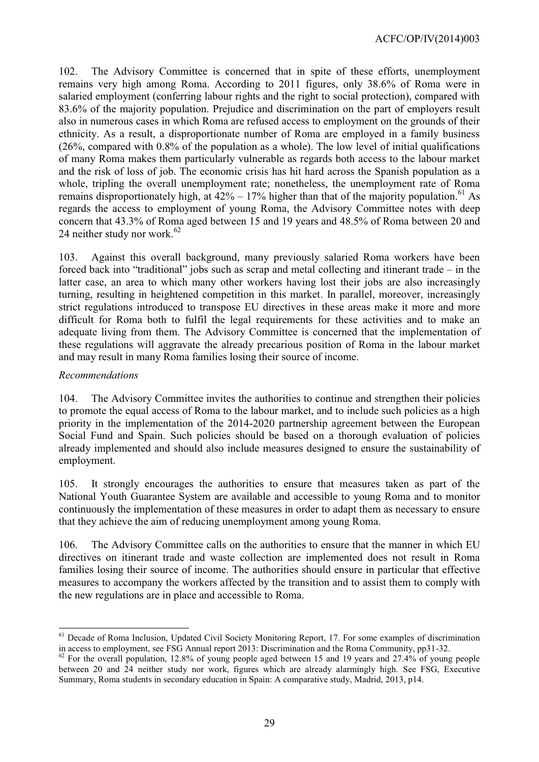102. The Advisory Committee is concerned that in spite of these efforts, unemployment remains very high among Roma. According to 2011 figures, only 38.6% of Roma were in salaried employment (conferring labour rights and the right to social protection), compared with 83.6% of the majority population. Prejudice and discrimination on the part of employers result also in numerous cases in which Roma are refused access to employment on the grounds of their ethnicity. As a result, a disproportionate number of Roma are employed in a family business (26%, compared with 0.8% of the population as a whole). The low level of initial qualifications of many Roma makes them particularly vulnerable as regards both access to the labour market and the risk of loss of job. The economic crisis has hit hard across the Spanish population as a whole, tripling the overall unemployment rate; nonetheless, the unemployment rate of Roma remains disproportionately high, at 42% – 17% higher than that of the majority population.[61] As regards the access to employment of young Roma, the Advisory Committee notes with deep concern that 43.3% of Roma aged between 15 and 19 years and 48.5% of Roma between 20 and 24 neither study nor work.[62]

103. Against this overall background, many previously salaried Roma workers have been forced back into "traditional" jobs such as scrap and metal collecting and itinerant trade – in the latter case, an area to which many other workers having lost their jobs are also increasingly turning, resulting in heightened competition in this market. In parallel, moreover, increasingly strict regulations introduced to transpose EU directives in these areas make it more and more difficult for Roma both to fulfil the legal requirements for these activities and to make an adequate living from them. The Advisory Committee is concerned that the implementation of these regulations will aggravate the already precarious position of Roma in the labour market and may result in many Roma families losing their source of income.

*Recommendations*

104. The Advisory Committee invites the authorities to continue and strengthen their policies to promote the equal access of Roma to the labour market, and to include such policies as a high priority in the implementation of the 2014-2020 partnership agreement between the European Social Fund and Spain. Such policies should be based on a thorough evaluation of policies already implemented and should also include measures designed to ensure the sustainability of employment.

105. It strongly encourages the authorities to ensure that measures taken as part of the National Youth Guarantee System are available and accessible to young Roma and to monitor continuously the implementation of these measures in order to adapt them as necessary to ensure that they achieve the aim of reducing unemployment among young Roma.

106. The Advisory Committee calls on the authorities to ensure that the manner in which EU directives on itinerant trade and waste collection are implemented does not result in Roma families losing their source of income. The authorities should ensure in particular that effective measures to accompany the workers affected by the transition and to assist them to comply with the new regulations are in place and accessible to Roma.

---

[61] Decade of Roma Inclusion, Updated Civil Society Monitoring Report, 17. For some examples of discrimination in access to employment, see FSG Annual report 2013: Discrimination and the Roma Community, pp31-32.

[62] For the overall population, 12.8% of young people aged between 15 and 19 years and 27.4% of young people between 20 and 24 neither study nor work, figures which are already alarmingly high. See FSG, Executive Summary, Roma students in secondary education in Spain: A comparative study, Madrid, 2013, p14.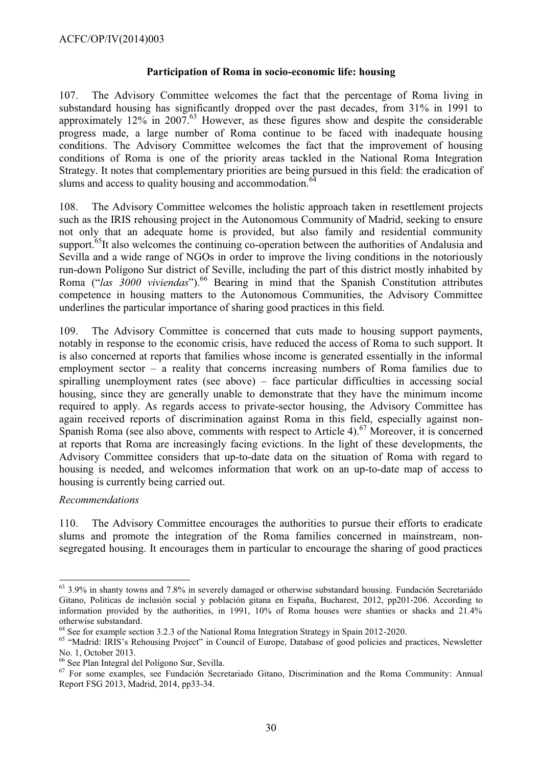### Participation of Roma in socio-economic life: housing

107. The Advisory Committee welcomes the fact that the percentage of Roma living in substandard housing has significantly dropped over the past decades, from 31% in 1991 to approximately 12% in 2007.[63] However, as these figures show and despite the considerable progress made, a large number of Roma continue to be faced with inadequate housing conditions. The Advisory Committee welcomes the fact that the improvement of housing conditions of Roma is one of the priority areas tackled in the National Roma Integration Strategy. It notes that complementary priorities are being pursued in this field: the eradication of slums and access to quality housing and accommodation.[64]

108. The Advisory Committee welcomes the holistic approach taken in resettlement projects such as the IRIS rehousing project in the Autonomous Community of Madrid, seeking to ensure not only that an adequate home is provided, but also family and residential community support.[65] It also welcomes the continuing co-operation between the authorities of Andalusia and Sevilla and a wide range of NGOs in order to improve the living conditions in the notoriously run-down Polígono Sur district of Seville, including the part of this district mostly inhabited by Roma ("*las 3000 viviendas*").[66] Bearing in mind that the Spanish Constitution attributes competence in housing matters to the Autonomous Communities, the Advisory Committee underlines the particular importance of sharing good practices in this field.

109. The Advisory Committee is concerned that cuts made to housing support payments, notably in response to the economic crisis, have reduced the access of Roma to such support. It is also concerned at reports that families whose income is generated essentially in the informal employment sector – a reality that concerns increasing numbers of Roma families due to spiralling unemployment rates (see above) – face particular difficulties in accessing social housing, since they are generally unable to demonstrate that they have the minimum income required to apply. As regards access to private-sector housing, the Advisory Committee has again received reports of discrimination against Roma in this field, especially against non-Spanish Roma (see also above, comments with respect to Article 4).[67] Moreover, it is concerned at reports that Roma are increasingly facing evictions. In the light of these developments, the Advisory Committee considers that up-to-date data on the situation of Roma with regard to housing is needed, and welcomes information that work on an up-to-date map of access to housing is currently being carried out.

*Recommendations*

110. The Advisory Committee encourages the authorities to pursue their efforts to eradicate slums and promote the integration of the Roma families concerned in mainstream, non-segregated housing. It encourages them in particular to encourage the sharing of good practices

---

[63] 3.9% in shanty towns and 7.8% in severely damaged or otherwise substandard housing. Fundación Secretariádo Gitano, Politicas de inclusión social y población gitana en España, Bucharest, 2012, pp201-206. According to information provided by the authorities, in 1991, 10% of Roma houses were shanties or shacks and 21.4% otherwise substandard.

[64] See for example section 3.2.3 of the National Roma Integration Strategy in Spain 2012-2020.

[65] "Madrid: IRIS's Rehousing Project" in Council of Europe, Database of good policies and practices, Newsletter No. 1, October 2013.

[66] See Plan Integral del Polígono Sur, Sevilla.

[67] For some examples, see Fundación Secretariado Gitano, Discrimination and the Roma Community: Annual Report FSG 2013, Madrid, 2014, pp33-34.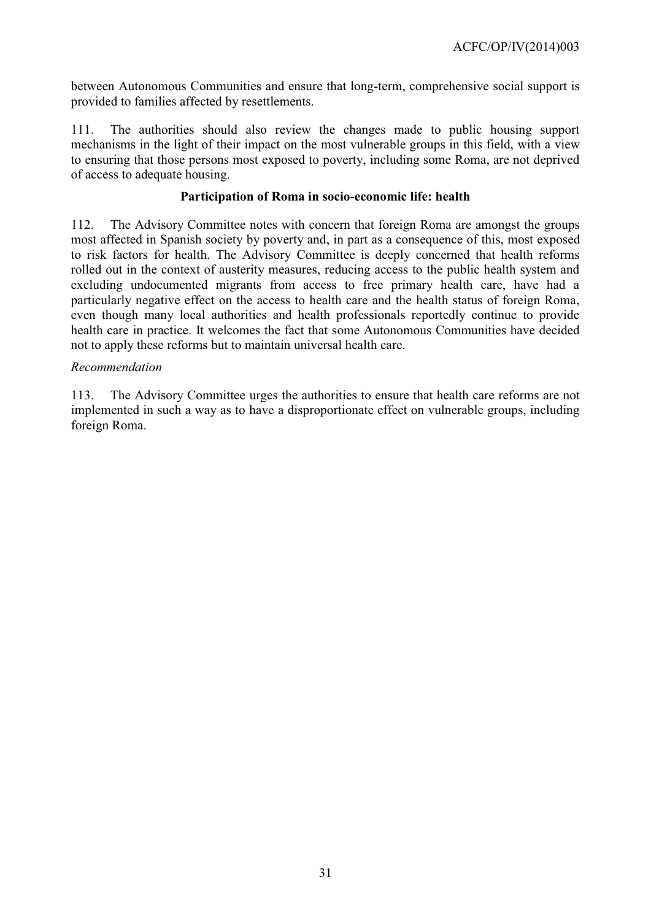between Autonomous Communities and ensure that long-term, comprehensive social support is provided to families affected by resettlements.

111. The authorities should also review the changes made to public housing support mechanisms in the light of their impact on the most vulnerable groups in this field, with a view to ensuring that those persons most exposed to poverty, including some Roma, are not deprived of access to adequate housing.

### Participation of Roma in socio-economic life: health

112. The Advisory Committee notes with concern that foreign Roma are amongst the groups most affected in Spanish society by poverty and, in part as a consequence of this, most exposed to risk factors for health. The Advisory Committee is deeply concerned that health reforms rolled out in the context of austerity measures, reducing access to the public health system and excluding undocumented migrants from access to free primary health care, have had a particularly negative effect on the access to health care and the health status of foreign Roma, even though many local authorities and health professionals reportedly continue to provide health care in practice. It welcomes the fact that some Autonomous Communities have decided not to apply these reforms but to maintain universal health care.

*Recommendation*

113. The Advisory Committee urges the authorities to ensure that health care reforms are not implemented in such a way as to have a disproportionate effect on vulnerable groups, including foreign Roma.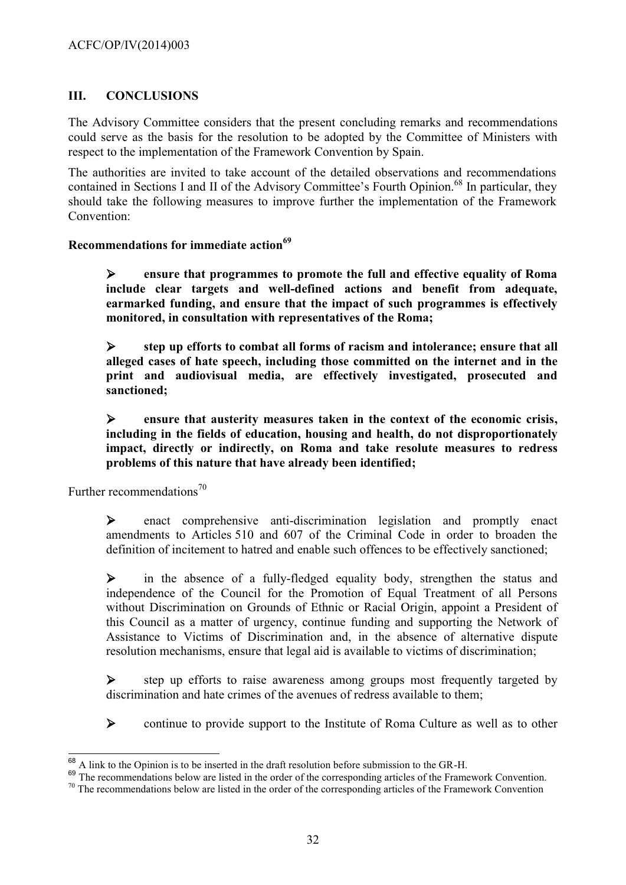## III. CONCLUSIONS

The Advisory Committee considers that the present concluding remarks and recommendations could serve as the basis for the resolution to be adopted by the Committee of Ministers with respect to the implementation of the Framework Convention by Spain.

The authorities are invited to take account of the detailed observations and recommendations contained in Sections I and II of the Advisory Committee's Fourth Opinion.[68] In particular, they should take the following measures to improve further the implementation of the Framework Convention:

**Recommendations for immediate action[69]**

- **ensure that programmes to promote the full and effective equality of Roma include clear targets and well-defined actions and benefit from adequate, earmarked funding, and ensure that the impact of such programmes is effectively monitored, in consultation with representatives of the Roma;**

- **step up efforts to combat all forms of racism and intolerance; ensure that all alleged cases of hate speech, including those committed on the internet and in the print and audiovisual media, are effectively investigated, prosecuted and sanctioned;**

- **ensure that austerity measures taken in the context of the economic crisis, including in the fields of education, housing and health, do not disproportionately impact, directly or indirectly, on Roma and take resolute measures to redress problems of this nature that have already been identified;**

Further recommendations[70]

- enact comprehensive anti-discrimination legislation and promptly enact amendments to Articles 510 and 607 of the Criminal Code in order to broaden the definition of incitement to hatred and enable such offences to be effectively sanctioned;

- in the absence of a fully-fledged equality body, strengthen the status and independence of the Council for the Promotion of Equal Treatment of all Persons without Discrimination on Grounds of Ethnic or Racial Origin, appoint a President of this Council as a matter of urgency, continue funding and supporting the Network of Assistance to Victims of Discrimination and, in the absence of alternative dispute resolution mechanisms, ensure that legal aid is available to victims of discrimination;

- step up efforts to raise awareness among groups most frequently targeted by discrimination and hate crimes of the avenues of redress available to them;

- continue to provide support to the Institute of Roma Culture as well as to other

---

[68] A link to the Opinion is to be inserted in the draft resolution before submission to the GR-H.

[69] The recommendations below are listed in the order of the corresponding articles of the Framework Convention.

[70] The recommendations below are listed in the order of the corresponding articles of the Framework Convention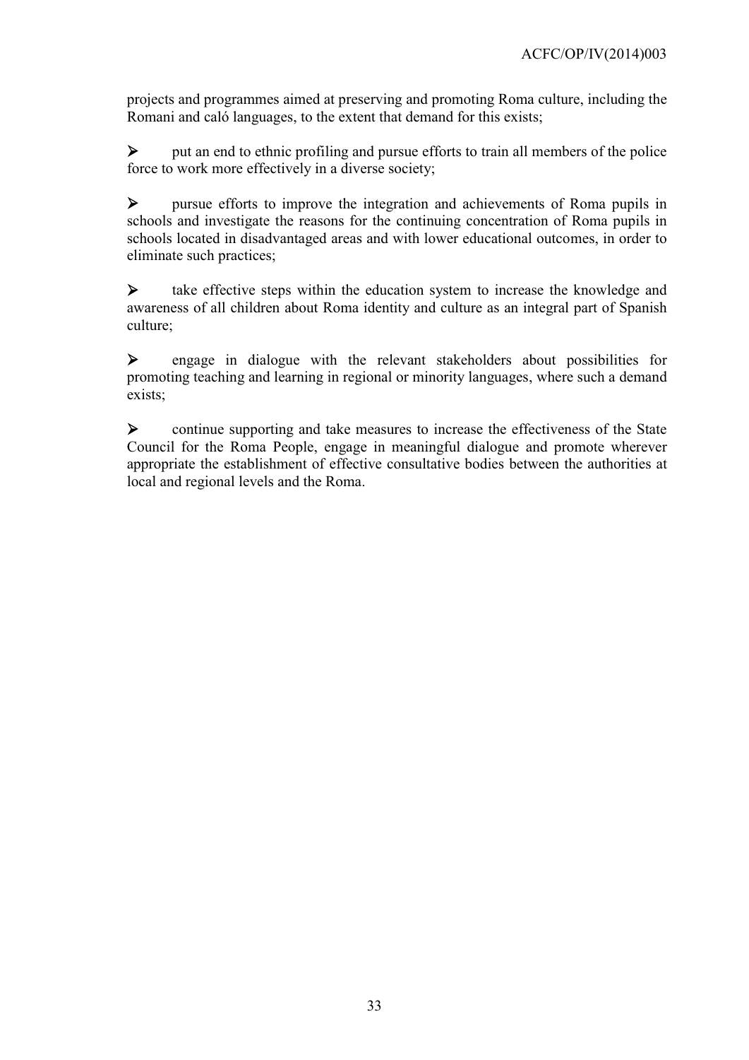projects and programmes aimed at preserving and promoting Roma culture, including the Romani and caló languages, to the extent that demand for this exists;

- put an end to ethnic profiling and pursue efforts to train all members of the police force to work more effectively in a diverse society;

- pursue efforts to improve the integration and achievements of Roma pupils in schools and investigate the reasons for the continuing concentration of Roma pupils in schools located in disadvantaged areas and with lower educational outcomes, in order to eliminate such practices;

- take effective steps within the education system to increase the knowledge and awareness of all children about Roma identity and culture as an integral part of Spanish culture;

- engage in dialogue with the relevant stakeholders about possibilities for promoting teaching and learning in regional or minority languages, where such a demand exists;

- continue supporting and take measures to increase the effectiveness of the State Council for the Roma People, engage in meaningful dialogue and promote wherever appropriate the establishment of effective consultative bodies between the authorities at local and regional levels and the Roma.